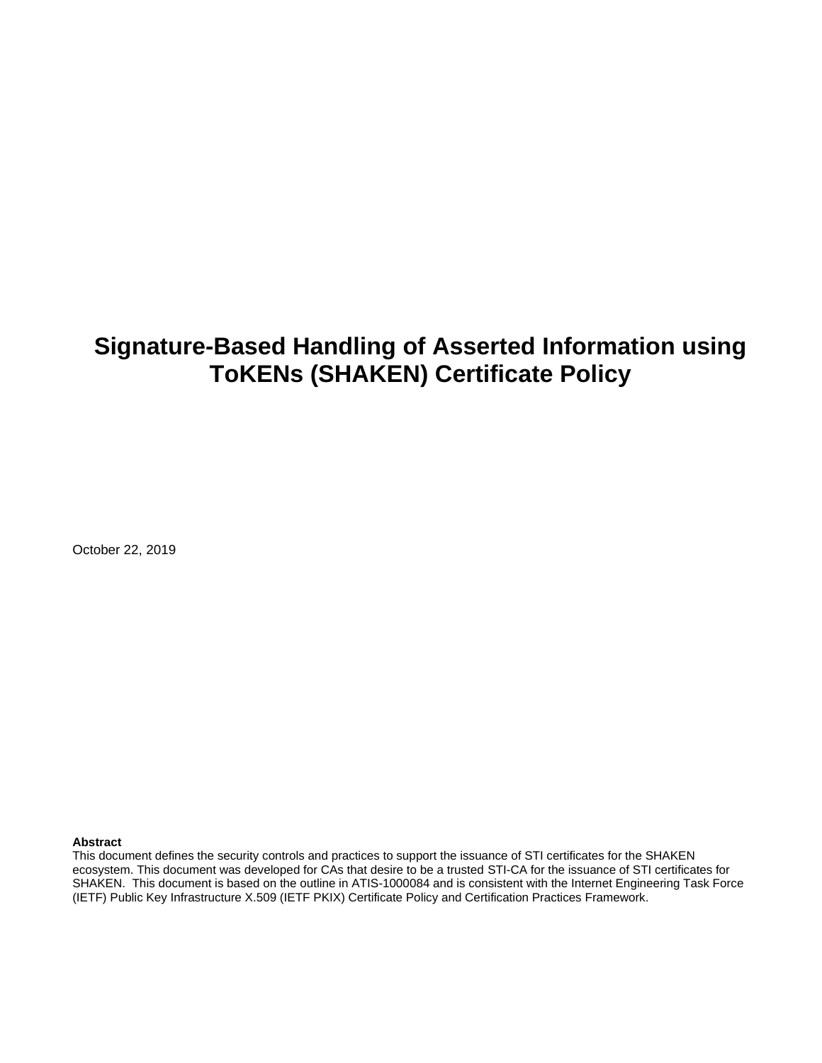# Signature-Based Handling of Asserted Information using ToKENs (SHAKEN) Certificate Policy

October 22, 2019

**Abstract**
This document defines the security controls and practices to support the issuance of STI certificates for the SHAKEN ecosystem. This document was developed for CAs that desire to be a trusted STI-CA for the issuance of STI certificates for SHAKEN. This document is based on the outline in ATIS-1000084 and is consistent with the Internet Engineering Task Force (IETF) Public Key Infrastructure X.509 (IETF PKIX) Certificate Policy and Certification Practices Framework.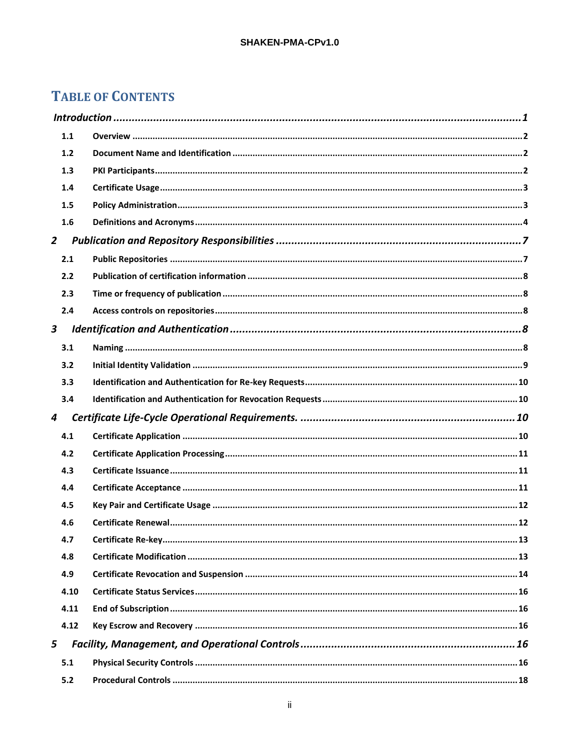# TABLE OF CONTENTS

*Introduction* ........ *1*

- **1.1 Overview** ........ 2
- **1.2 Document Name and Identification** ........ 2
- **1.3 PKI Participants** ........ 2
- **1.4 Certificate Usage** ........ 3
- **1.5 Policy Administration** ........ 3
- **1.6 Definitions and Acronyms** ........ 4

*2 Publication and Repository Responsibilities* ........ *7*

- **2.1 Public Repositories** ........ 7
- **2.2 Publication of certification information** ........ 8
- **2.3 Time or frequency of publication** ........ 8
- **2.4 Access controls on repositories** ........ 8

*3 Identification and Authentication* ........ *8*

- **3.1 Naming** ........ 8
- **3.2 Initial Identity Validation** ........ 9
- **3.3 Identification and Authentication for Re-key Requests** ........ 10
- **3.4 Identification and Authentication for Revocation Requests** ........ 10

*4 Certificate Life-Cycle Operational Requirements.* ........ *10*

- **4.1 Certificate Application** ........ 10
- **4.2 Certificate Application Processing** ........ 11
- **4.3 Certificate Issuance** ........ 11
- **4.4 Certificate Acceptance** ........ 11
- **4.5 Key Pair and Certificate Usage** ........ 12
- **4.6 Certificate Renewal** ........ 12
- **4.7 Certificate Re-key** ........ 13
- **4.8 Certificate Modification** ........ 13
- **4.9 Certificate Revocation and Suspension** ........ 14
- **4.10 Certificate Status Services** ........ 16
- **4.11 End of Subscription** ........ 16
- **4.12 Key Escrow and Recovery** ........ 16

*5 Facility, Management, and Operational Controls* ........ *16*

- **5.1 Physical Security Controls** ........ 16
- **5.2 Procedural Controls** ........ 18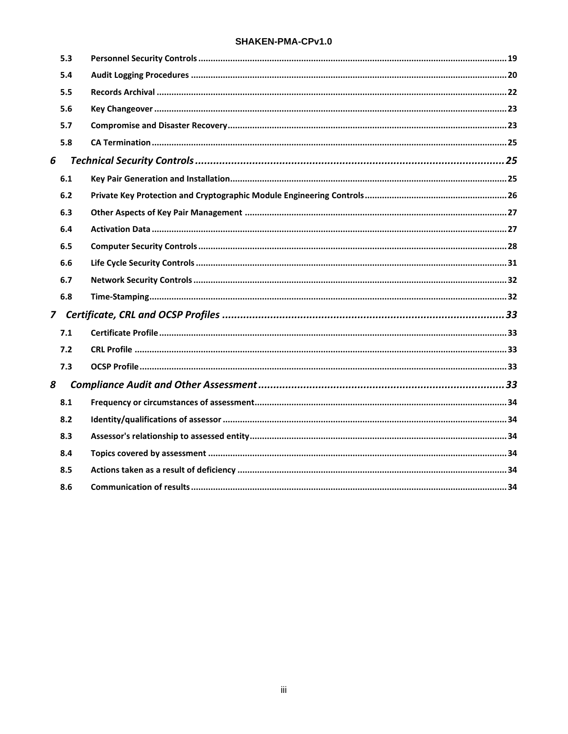5.3 Personnel Security Controls ..... 19
5.4 Audit Logging Procedures ..... 20
5.5 Records Archival ..... 22
5.6 Key Changeover ..... 23
5.7 Compromise and Disaster Recovery ..... 23
5.8 CA Termination ..... 25

*6 Technical Security Controls ..... 25*

6.1 Key Pair Generation and Installation ..... 25
6.2 Private Key Protection and Cryptographic Module Engineering Controls ..... 26
6.3 Other Aspects of Key Pair Management ..... 27
6.4 Activation Data ..... 27
6.5 Computer Security Controls ..... 28
6.6 Life Cycle Security Controls ..... 31
6.7 Network Security Controls ..... 32
6.8 Time-Stamping ..... 32

*7 Certificate, CRL and OCSP Profiles ..... 33*

7.1 Certificate Profile ..... 33
7.2 CRL Profile ..... 33
7.3 OCSP Profile ..... 33

*8 Compliance Audit and Other Assessment ..... 33*

8.1 Frequency or circumstances of assessment ..... 34
8.2 Identity/qualifications of assessor ..... 34
8.3 Assessor's relationship to assessed entity ..... 34
8.4 Topics covered by assessment ..... 34
8.5 Actions taken as a result of deficiency ..... 34
8.6 Communication of results ..... 34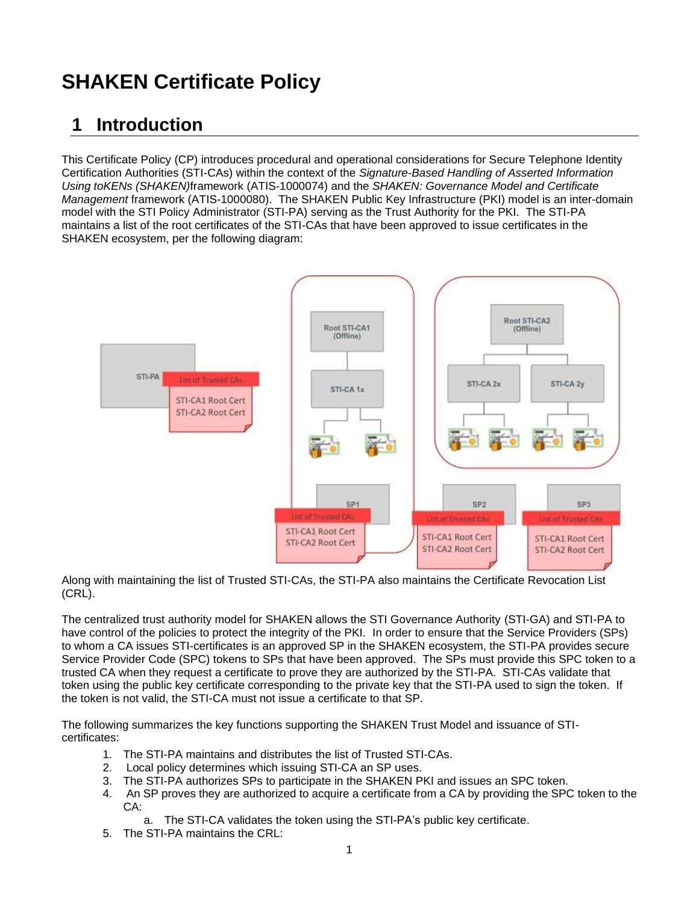# SHAKEN Certificate Policy

## 1 Introduction

This Certificate Policy (CP) introduces procedural and operational considerations for Secure Telephone Identity Certification Authorities (STI-CAs) within the context of the *Signature-Based Handling of Asserted Information Using toKENs (SHAKEN)*framework (ATIS-1000074) and the *SHAKEN: Governance Model and Certificate Management* framework (ATIS-1000080). The SHAKEN Public Key Infrastructure (PKI) model is an inter-domain model with the STI Policy Administrator (STI-PA) serving as the Trust Authority for the PKI. The STI-PA maintains a list of the root certificates of the STI-CAs that have been approved to issue certificates in the SHAKEN ecosystem, per the following diagram:

Along with maintaining the list of Trusted STI-CAs, the STI-PA also maintains the Certificate Revocation List (CRL).

The centralized trust authority model for SHAKEN allows the STI Governance Authority (STI-GA) and STI-PA to have control of the policies to protect the integrity of the PKI. In order to ensure that the Service Providers (SPs) to whom a CA issues STI-certificates is an approved SP in the SHAKEN ecosystem, the STI-PA provides secure Service Provider Code (SPC) tokens to SPs that have been approved. The SPs must provide this SPC token to a trusted CA when they request a certificate to prove they are authorized by the STI-PA. STI-CAs validate that token using the public key certificate corresponding to the private key that the STI-PA used to sign the token. If the token is not valid, the STI-CA must not issue a certificate to that SP.

The following summarizes the key functions supporting the SHAKEN Trust Model and issuance of STI-certificates:

1. The STI-PA maintains and distributes the list of Trusted STI-CAs.
2. Local policy determines which issuing STI-CA an SP uses.
3. The STI-PA authorizes SPs to participate in the SHAKEN PKI and issues an SPC token.
4. An SP proves they are authorized to acquire a certificate from a CA by providing the SPC token to the CA:
    a. The STI-CA validates the token using the STI-PA's public key certificate.
5. The STI-PA maintains the CRL: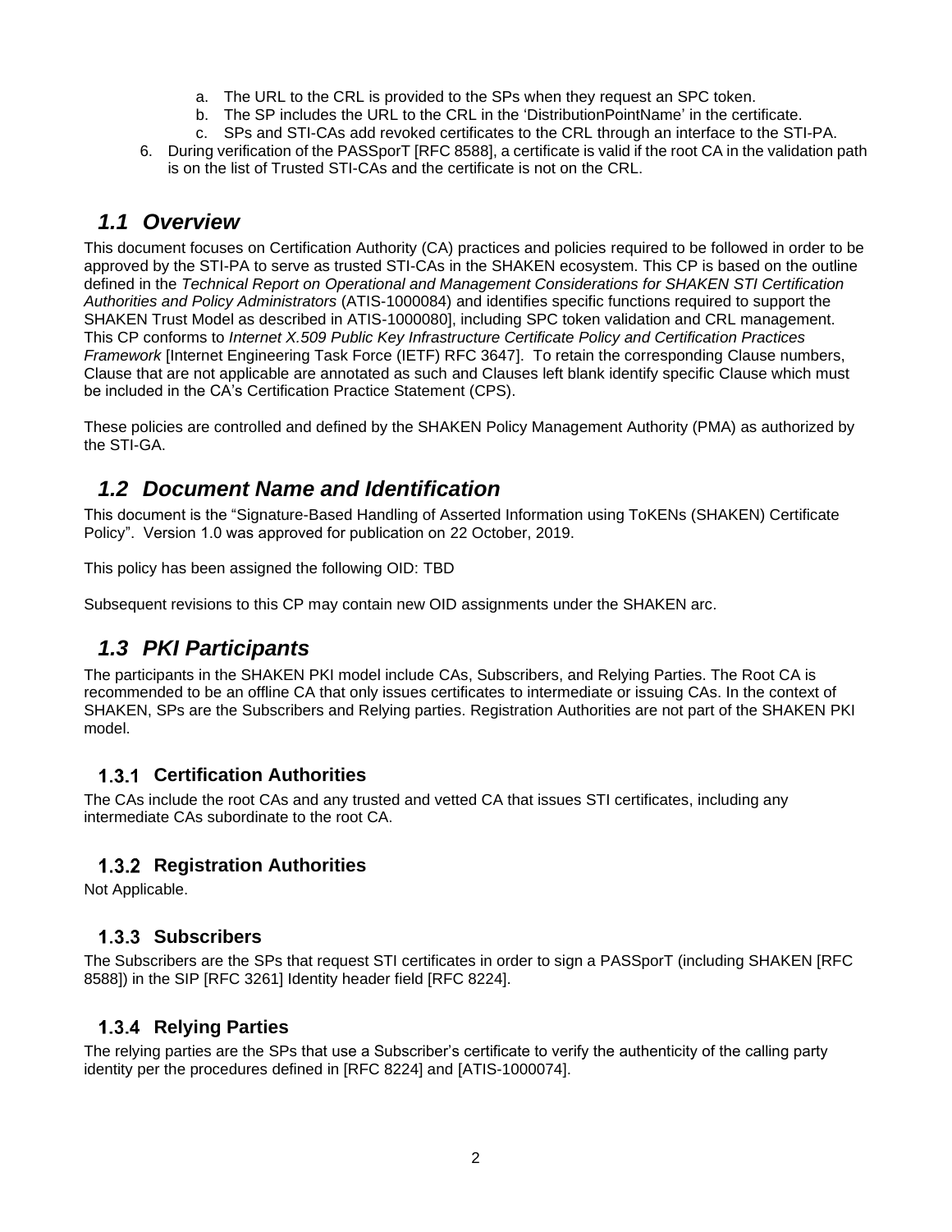a. The URL to the CRL is provided to the SPs when they request an SPC token.
   b. The SP includes the URL to the CRL in the 'DistributionPointName' in the certificate.
   c. SPs and STI-CAs add revoked certificates to the CRL through an interface to the STI-PA.
6. During verification of the PASSporT [RFC 8588], a certificate is valid if the root CA in the validation path is on the list of Trusted STI-CAs and the certificate is not on the CRL.

## *1.1 Overview*

This document focuses on Certification Authority (CA) practices and policies required to be followed in order to be approved by the STI-PA to serve as trusted STI-CAs in the SHAKEN ecosystem. This CP is based on the outline defined in the *Technical Report on Operational and Management Considerations for SHAKEN STI Certification Authorities and Policy Administrators* (ATIS-1000084) and identifies specific functions required to support the SHAKEN Trust Model as described in ATIS-1000080], including SPC token validation and CRL management. This CP conforms to *Internet X.509 Public Key Infrastructure Certificate Policy and Certification Practices Framework* [Internet Engineering Task Force (IETF) RFC 3647]. To retain the corresponding Clause numbers, Clause that are not applicable are annotated as such and Clauses left blank identify specific Clause which must be included in the CA's Certification Practice Statement (CPS).

These policies are controlled and defined by the SHAKEN Policy Management Authority (PMA) as authorized by the STI-GA.

## *1.2 Document Name and Identification*

This document is the "Signature-Based Handling of Asserted Information using ToKENs (SHAKEN) Certificate Policy". Version 1.0 was approved for publication on 22 October, 2019.

This policy has been assigned the following OID: TBD

Subsequent revisions to this CP may contain new OID assignments under the SHAKEN arc.

## *1.3 PKI Participants*

The participants in the SHAKEN PKI model include CAs, Subscribers, and Relying Parties. The Root CA is recommended to be an offline CA that only issues certificates to intermediate or issuing CAs. In the context of SHAKEN, SPs are the Subscribers and Relying parties. Registration Authorities are not part of the SHAKEN PKI model.

### 1.3.1 Certification Authorities

The CAs include the root CAs and any trusted and vetted CA that issues STI certificates, including any intermediate CAs subordinate to the root CA.

### 1.3.2 Registration Authorities

Not Applicable.

### 1.3.3 Subscribers

The Subscribers are the SPs that request STI certificates in order to sign a PASSporT (including SHAKEN [RFC 8588]) in the SIP [RFC 3261] Identity header field [RFC 8224].

### 1.3.4 Relying Parties

The relying parties are the SPs that use a Subscriber's certificate to verify the authenticity of the calling party identity per the procedures defined in [RFC 8224] and [ATIS-1000074].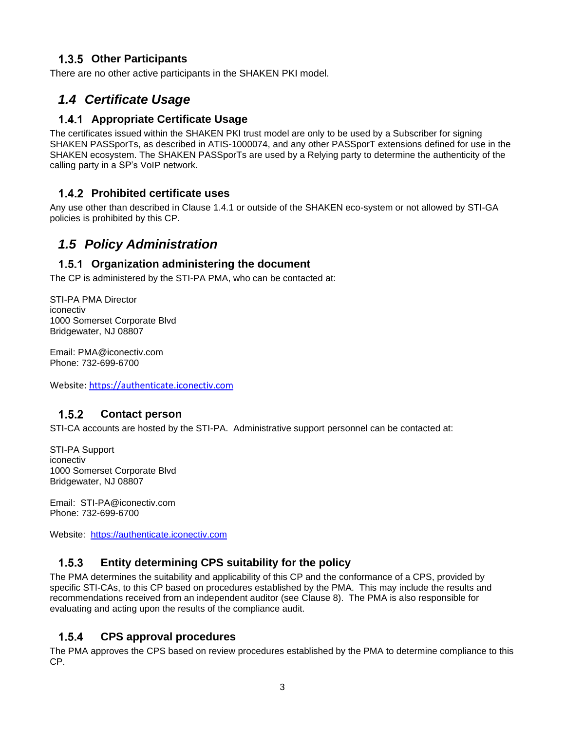### 1.3.5 Other Participants

There are no other active participants in the SHAKEN PKI model.

## *1.4 Certificate Usage*

### 1.4.1 Appropriate Certificate Usage

The certificates issued within the SHAKEN PKI trust model are only to be used by a Subscriber for signing SHAKEN PASSporTs, as described in ATIS-1000074, and any other PASSporT extensions defined for use in the SHAKEN ecosystem. The SHAKEN PASSporTs are used by a Relying party to determine the authenticity of the calling party in a SP's VoIP network.

### 1.4.2 Prohibited certificate uses

Any use other than described in Clause 1.4.1 or outside of the SHAKEN eco-system or not allowed by STI-GA policies is prohibited by this CP.

## *1.5 Policy Administration*

### 1.5.1 Organization administering the document

The CP is administered by the STI-PA PMA, who can be contacted at:

STI-PA PMA Director
iconectiv
1000 Somerset Corporate Blvd
Bridgewater, NJ 08807

Email: PMA@iconectiv.com
Phone: 732-699-6700

Website: [https://authenticate.iconectiv.com](https://authenticate.iconectiv.com)

### 1.5.2 Contact person

STI-CA accounts are hosted by the STI-PA. Administrative support personnel can be contacted at:

STI-PA Support
iconectiv
1000 Somerset Corporate Blvd
Bridgewater, NJ 08807

Email: STI-PA@iconectiv.com
Phone: 732-699-6700

Website: [https://authenticate.iconectiv.com](https://authenticate.iconectiv.com)

### 1.5.3 Entity determining CPS suitability for the policy

The PMA determines the suitability and applicability of this CP and the conformance of a CPS, provided by specific STI-CAs, to this CP based on procedures established by the PMA. This may include the results and recommendations received from an independent auditor (see Clause 8). The PMA is also responsible for evaluating and acting upon the results of the compliance audit.

### 1.5.4 CPS approval procedures

The PMA approves the CPS based on review procedures established by the PMA to determine compliance to this CP.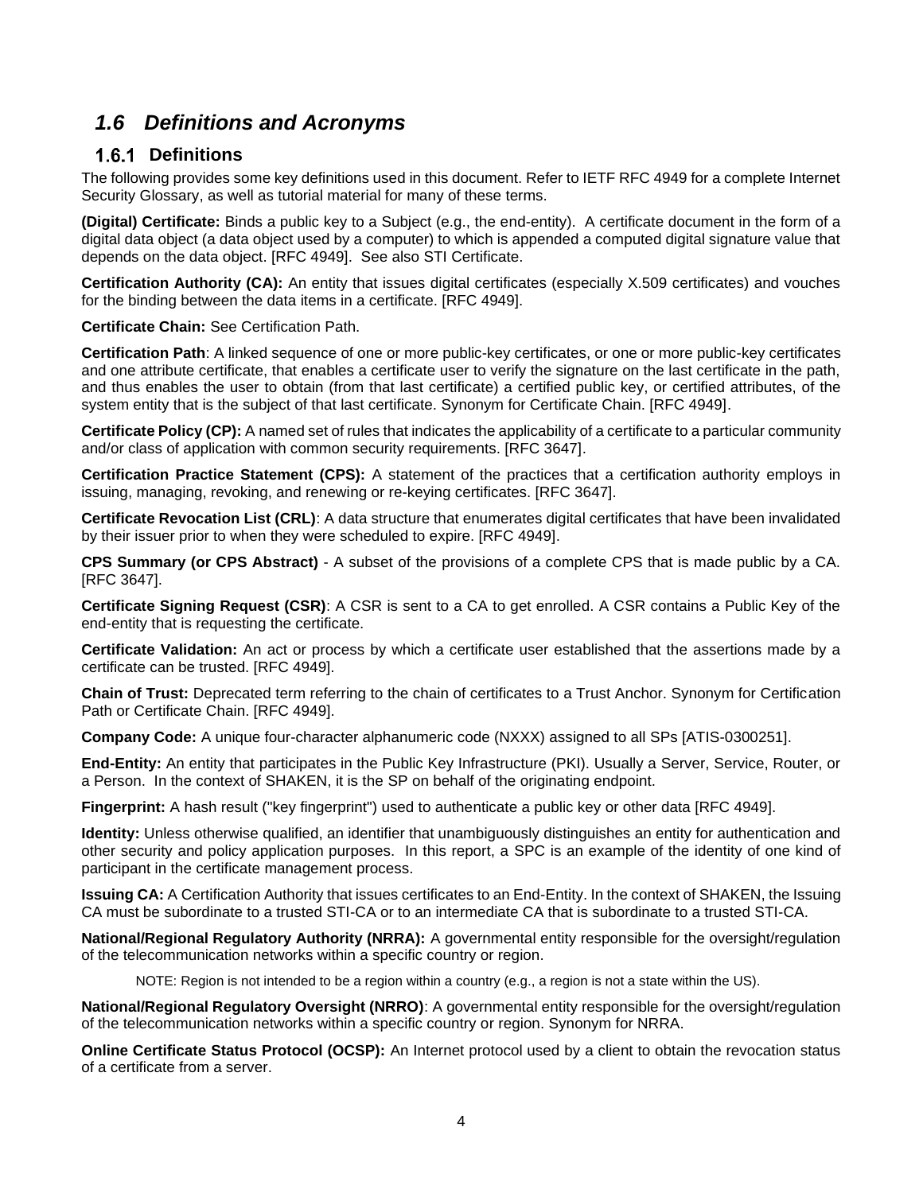## *1.6 Definitions and Acronyms*

### 1.6.1 Definitions

The following provides some key definitions used in this document. Refer to IETF RFC 4949 for a complete Internet Security Glossary, as well as tutorial material for many of these terms.

**(Digital) Certificate:** Binds a public key to a Subject (e.g., the end-entity). A certificate document in the form of a digital data object (a data object used by a computer) to which is appended a computed digital signature value that depends on the data object. [RFC 4949]. See also STI Certificate.

**Certification Authority (CA):** An entity that issues digital certificates (especially X.509 certificates) and vouches for the binding between the data items in a certificate. [RFC 4949].

**Certificate Chain:** See Certification Path.

**Certification Path**: A linked sequence of one or more public-key certificates, or one or more public-key certificates and one attribute certificate, that enables a certificate user to verify the signature on the last certificate in the path, and thus enables the user to obtain (from that last certificate) a certified public key, or certified attributes, of the system entity that is the subject of that last certificate. Synonym for Certificate Chain. [RFC 4949].

**Certificate Policy (CP):** A named set of rules that indicates the applicability of a certificate to a particular community and/or class of application with common security requirements. [RFC 3647].

**Certification Practice Statement (CPS):** A statement of the practices that a certification authority employs in issuing, managing, revoking, and renewing or re-keying certificates. [RFC 3647].

**Certificate Revocation List (CRL)**: A data structure that enumerates digital certificates that have been invalidated by their issuer prior to when they were scheduled to expire. [RFC 4949].

**CPS Summary (or CPS Abstract)** - A subset of the provisions of a complete CPS that is made public by a CA. [RFC 3647].

**Certificate Signing Request (CSR)**: A CSR is sent to a CA to get enrolled. A CSR contains a Public Key of the end-entity that is requesting the certificate.

**Certificate Validation:** An act or process by which a certificate user established that the assertions made by a certificate can be trusted. [RFC 4949].

**Chain of Trust:** Deprecated term referring to the chain of certificates to a Trust Anchor. Synonym for Certification Path or Certificate Chain. [RFC 4949].

**Company Code:** A unique four-character alphanumeric code (NXXX) assigned to all SPs [ATIS-0300251].

**End-Entity:** An entity that participates in the Public Key Infrastructure (PKI). Usually a Server, Service, Router, or a Person. In the context of SHAKEN, it is the SP on behalf of the originating endpoint.

**Fingerprint:** A hash result ("key fingerprint") used to authenticate a public key or other data [RFC 4949].

**Identity:** Unless otherwise qualified, an identifier that unambiguously distinguishes an entity for authentication and other security and policy application purposes. In this report, a SPC is an example of the identity of one kind of participant in the certificate management process.

**Issuing CA:** A Certification Authority that issues certificates to an End-Entity. In the context of SHAKEN, the Issuing CA must be subordinate to a trusted STI-CA or to an intermediate CA that is subordinate to a trusted STI-CA.

**National/Regional Regulatory Authority (NRRA):** A governmental entity responsible for the oversight/regulation of the telecommunication networks within a specific country or region.

> NOTE: Region is not intended to be a region within a country (e.g., a region is not a state within the US).

**National/Regional Regulatory Oversight (NRRO)**: A governmental entity responsible for the oversight/regulation of the telecommunication networks within a specific country or region. Synonym for NRRA.

**Online Certificate Status Protocol (OCSP):** An Internet protocol used by a client to obtain the revocation status of a certificate from a server.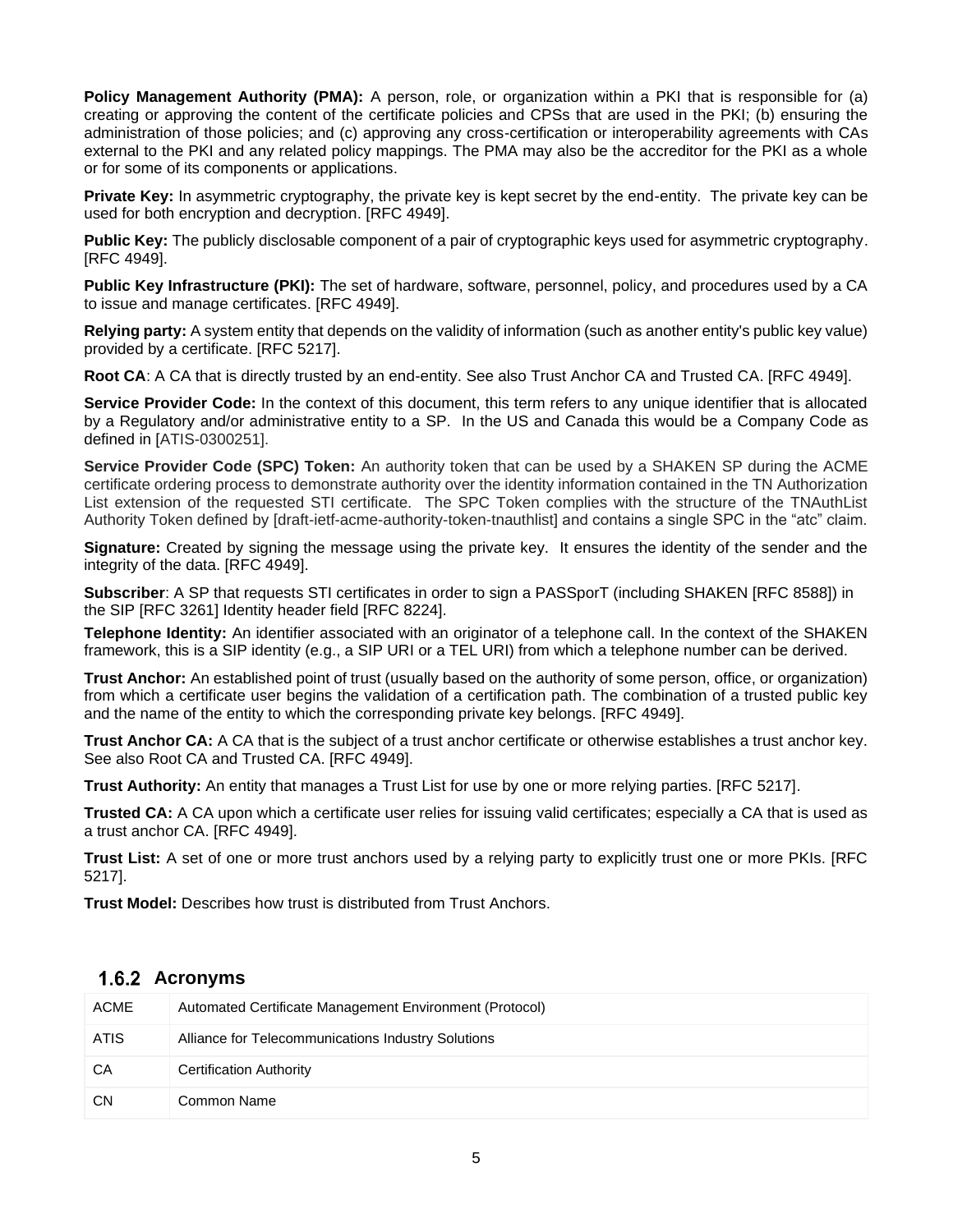**Policy Management Authority (PMA):** A person, role, or organization within a PKI that is responsible for (a) creating or approving the content of the certificate policies and CPSs that are used in the PKI; (b) ensuring the administration of those policies; and (c) approving any cross-certification or interoperability agreements with CAs external to the PKI and any related policy mappings. The PMA may also be the accreditor for the PKI as a whole or for some of its components or applications.

**Private Key:** In asymmetric cryptography, the private key is kept secret by the end-entity. The private key can be used for both encryption and decryption. [RFC 4949].

**Public Key:** The publicly disclosable component of a pair of cryptographic keys used for asymmetric cryptography. [RFC 4949].

**Public Key Infrastructure (PKI):** The set of hardware, software, personnel, policy, and procedures used by a CA to issue and manage certificates. [RFC 4949].

**Relying party:** A system entity that depends on the validity of information (such as another entity's public key value) provided by a certificate. [RFC 5217].

**Root CA**: A CA that is directly trusted by an end-entity. See also Trust Anchor CA and Trusted CA. [RFC 4949].

**Service Provider Code:** In the context of this document, this term refers to any unique identifier that is allocated by a Regulatory and/or administrative entity to a SP. In the US and Canada this would be a Company Code as defined in [ATIS-0300251].

**Service Provider Code (SPC) Token:** An authority token that can be used by a SHAKEN SP during the ACME certificate ordering process to demonstrate authority over the identity information contained in the TN Authorization List extension of the requested STI certificate. The SPC Token complies with the structure of the TNAuthList Authority Token defined by [draft-ietf-acme-authority-token-tnauthlist] and contains a single SPC in the "atc" claim.

**Signature:** Created by signing the message using the private key. It ensures the identity of the sender and the integrity of the data. [RFC 4949].

**Subscriber**: A SP that requests STI certificates in order to sign a PASSporT (including SHAKEN [RFC 8588]) in the SIP [RFC 3261] Identity header field [RFC 8224].

**Telephone Identity:** An identifier associated with an originator of a telephone call. In the context of the SHAKEN framework, this is a SIP identity (e.g., a SIP URI or a TEL URI) from which a telephone number can be derived.

**Trust Anchor:** An established point of trust (usually based on the authority of some person, office, or organization) from which a certificate user begins the validation of a certification path. The combination of a trusted public key and the name of the entity to which the corresponding private key belongs. [RFC 4949].

**Trust Anchor CA:** A CA that is the subject of a trust anchor certificate or otherwise establishes a trust anchor key. See also Root CA and Trusted CA. [RFC 4949].

**Trust Authority:** An entity that manages a Trust List for use by one or more relying parties. [RFC 5217].

**Trusted CA:** A CA upon which a certificate user relies for issuing valid certificates; especially a CA that is used as a trust anchor CA. [RFC 4949].

**Trust List:** A set of one or more trust anchors used by a relying party to explicitly trust one or more PKIs. [RFC 5217].

**Trust Model:** Describes how trust is distributed from Trust Anchors.

### 1.6.2 Acronyms

| | |
|---|---|
| ACME | Automated Certificate Management Environment (Protocol) |
| ATIS | Alliance for Telecommunications Industry Solutions |
| CA | Certification Authority |
| CN | Common Name |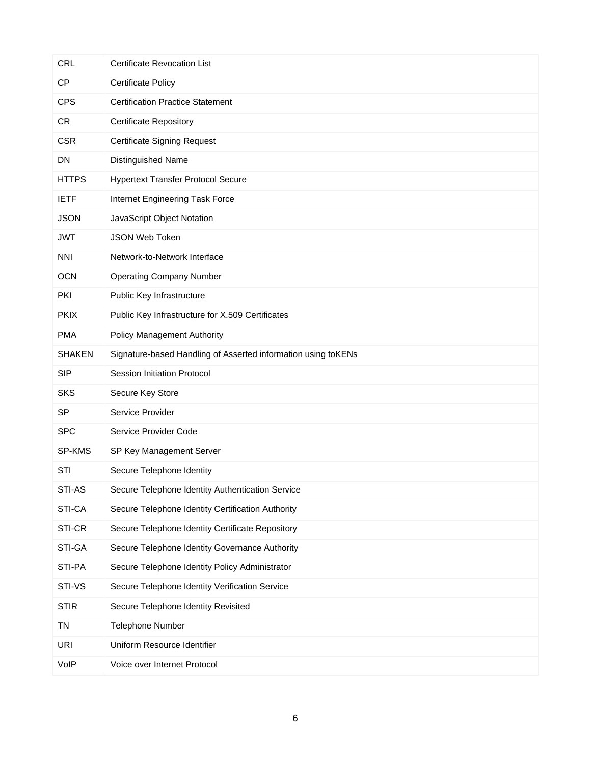| | |
|---|---|
| CRL | Certificate Revocation List |
| CP | Certificate Policy |
| CPS | Certification Practice Statement |
| CR | Certificate Repository |
| CSR | Certificate Signing Request |
| DN | Distinguished Name |
| HTTPS | Hypertext Transfer Protocol Secure |
| IETF | Internet Engineering Task Force |
| JSON | JavaScript Object Notation |
| JWT | JSON Web Token |
| NNI | Network-to-Network Interface |
| OCN | Operating Company Number |
| PKI | Public Key Infrastructure |
| PKIX | Public Key Infrastructure for X.509 Certificates |
| PMA | Policy Management Authority |
| SHAKEN | Signature-based Handling of Asserted information using toKENs |
| SIP | Session Initiation Protocol |
| SKS | Secure Key Store |
| SP | Service Provider |
| SPC | Service Provider Code |
| SP-KMS | SP Key Management Server |
| STI | Secure Telephone Identity |
| STI-AS | Secure Telephone Identity Authentication Service |
| STI-CA | Secure Telephone Identity Certification Authority |
| STI-CR | Secure Telephone Identity Certificate Repository |
| STI-GA | Secure Telephone Identity Governance Authority |
| STI-PA | Secure Telephone Identity Policy Administrator |
| STI-VS | Secure Telephone Identity Verification Service |
| STIR | Secure Telephone Identity Revisited |
| TN | Telephone Number |
| URI | Uniform Resource Identifier |
| VoIP | Voice over Internet Protocol |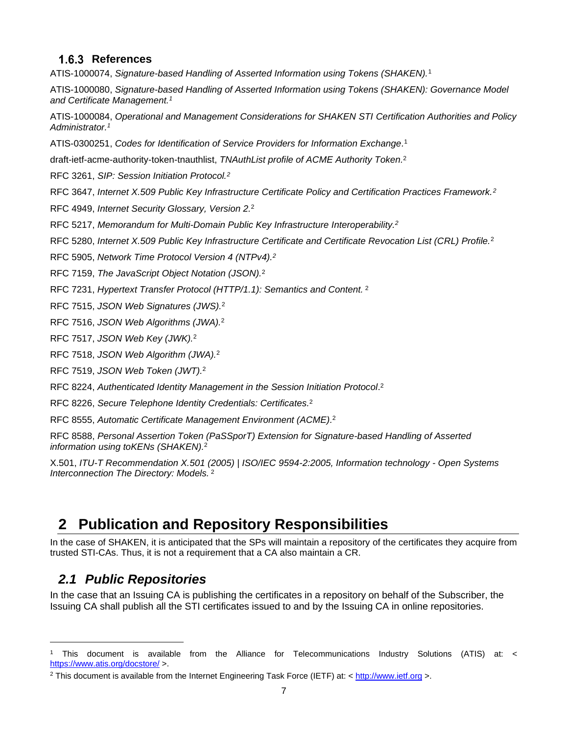### 1.6.3 References

ATIS-1000074, *Signature-based Handling of Asserted Information using Tokens (SHAKEN).*[1]

ATIS-1000080, *Signature-based Handling of Asserted Information using Tokens (SHAKEN): Governance Model and Certificate Management.*[1]

ATIS-1000084, *Operational and Management Considerations for SHAKEN STI Certification Authorities and Policy Administrator.*[1]

ATIS-0300251, *Codes for Identification of Service Providers for Information Exchange*.[1]

draft-ietf-acme-authority-token-tnauthlist, *TNAuthList profile of ACME Authority Token.*[2]

RFC 3261, *SIP: Session Initiation Protocol.*[2]

RFC 3647, *Internet X.509 Public Key Infrastructure Certificate Policy and Certification Practices Framework.*[2]

RFC 4949, *Internet Security Glossary, Version 2.*[2]

RFC 5217, *Memorandum for Multi-Domain Public Key Infrastructure Interoperability.*[2]

RFC 5280, *Internet X.509 Public Key Infrastructure Certificate and Certificate Revocation List (CRL) Profile.*[2]

RFC 5905, *Network Time Protocol Version 4 (NTPv4).*[2]

RFC 7159, *The JavaScript Object Notation (JSON).*[2]

RFC 7231, *Hypertext Transfer Protocol (HTTP/1.1): Semantics and Content.*[2]

RFC 7515, *JSON Web Signatures (JWS).*[2]

RFC 7516, *JSON Web Algorithms (JWA).*[2]

RFC 7517, *JSON Web Key (JWK).*[2]

RFC 7518, *JSON Web Algorithm (JWA).*[2]

RFC 7519, *JSON Web Token (JWT).*[2]

RFC 8224, *Authenticated Identity Management in the Session Initiation Protocol*.[2]

RFC 8226, *Secure Telephone Identity Credentials: Certificates.*[2]

RFC 8555, *Automatic Certificate Management Environment (ACME).*[2]

RFC 8588, *Personal Assertion Token (PaSSporT) Extension for Signature-based Handling of Asserted information using toKENs (SHAKEN).*[2]

X.501, *ITU-T Recommendation X.501 (2005) | ISO/IEC 9594-2:2005, Information technology - Open Systems Interconnection The Directory: Models.*[2]

# 2 Publication and Repository Responsibilities

In the case of SHAKEN, it is anticipated that the SPs will maintain a repository of the certificates they acquire from trusted STI-CAs. Thus, it is not a requirement that a CA also maintain a CR.

## *2.1 Public Repositories*

In the case that an Issuing CA is publishing the certificates in a repository on behalf of the Subscriber, the Issuing CA shall publish all the STI certificates issued to and by the Issuing CA in online repositories.

---

[1] This document is available from the Alliance for Telecommunications Industry Solutions (ATIS) at: < https://www.atis.org/docstore/ >.

[2] This document is available from the Internet Engineering Task Force (IETF) at: < http://www.ietf.org >.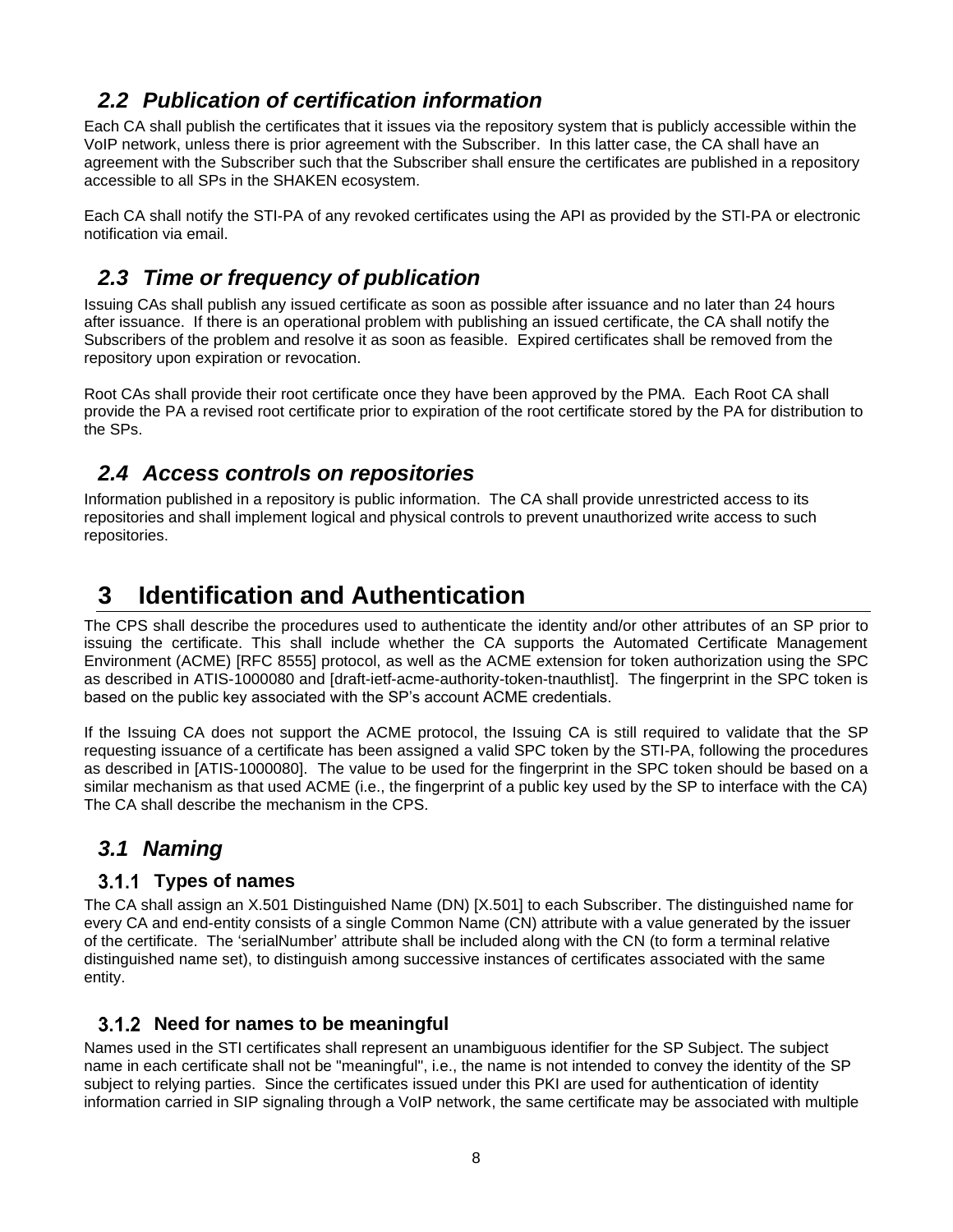## 2.2 Publication of certification information

Each CA shall publish the certificates that it issues via the repository system that is publicly accessible within the VoIP network, unless there is prior agreement with the Subscriber. In this latter case, the CA shall have an agreement with the Subscriber such that the Subscriber shall ensure the certificates are published in a repository accessible to all SPs in the SHAKEN ecosystem.

Each CA shall notify the STI-PA of any revoked certificates using the API as provided by the STI-PA or electronic notification via email.

## 2.3 Time or frequency of publication

Issuing CAs shall publish any issued certificate as soon as possible after issuance and no later than 24 hours after issuance. If there is an operational problem with publishing an issued certificate, the CA shall notify the Subscribers of the problem and resolve it as soon as feasible. Expired certificates shall be removed from the repository upon expiration or revocation.

Root CAs shall provide their root certificate once they have been approved by the PMA. Each Root CA shall provide the PA a revised root certificate prior to expiration of the root certificate stored by the PA for distribution to the SPs.

## 2.4 Access controls on repositories

Information published in a repository is public information. The CA shall provide unrestricted access to its repositories and shall implement logical and physical controls to prevent unauthorized write access to such repositories.

# 3 Identification and Authentication

The CPS shall describe the procedures used to authenticate the identity and/or other attributes of an SP prior to issuing the certificate. This shall include whether the CA supports the Automated Certificate Management Environment (ACME) [RFC 8555] protocol, as well as the ACME extension for token authorization using the SPC as described in ATIS-1000080 and [draft-ietf-acme-authority-token-tnauthlist]. The fingerprint in the SPC token is based on the public key associated with the SP's account ACME credentials.

If the Issuing CA does not support the ACME protocol, the Issuing CA is still required to validate that the SP requesting issuance of a certificate has been assigned a valid SPC token by the STI-PA, following the procedures as described in [ATIS-1000080]. The value to be used for the fingerprint in the SPC token should be based on a similar mechanism as that used ACME (i.e., the fingerprint of a public key used by the SP to interface with the CA) The CA shall describe the mechanism in the CPS.

## 3.1 Naming

### 3.1.1 Types of names

The CA shall assign an X.501 Distinguished Name (DN) [X.501] to each Subscriber. The distinguished name for every CA and end-entity consists of a single Common Name (CN) attribute with a value generated by the issuer of the certificate. The 'serialNumber' attribute shall be included along with the CN (to form a terminal relative distinguished name set), to distinguish among successive instances of certificates associated with the same entity.

### 3.1.2 Need for names to be meaningful

Names used in the STI certificates shall represent an unambiguous identifier for the SP Subject. The subject name in each certificate shall not be "meaningful", i.e., the name is not intended to convey the identity of the SP subject to relying parties. Since the certificates issued under this PKI are used for authentication of identity information carried in SIP signaling through a VoIP network, the same certificate may be associated with multiple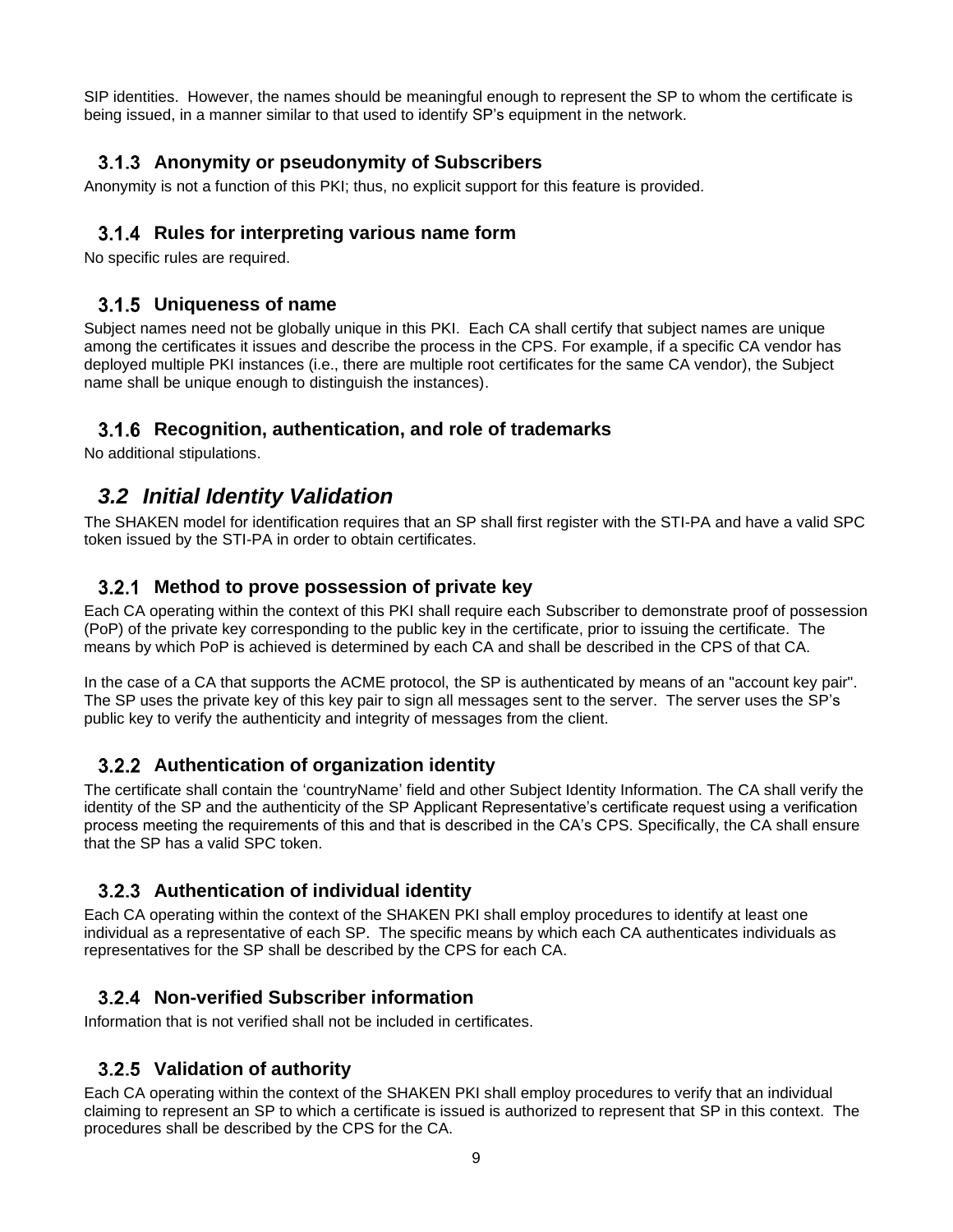SIP identities. However, the names should be meaningful enough to represent the SP to whom the certificate is being issued, in a manner similar to that used to identify SP's equipment in the network.

### 3.1.3 Anonymity or pseudonymity of Subscribers

Anonymity is not a function of this PKI; thus, no explicit support for this feature is provided.

### 3.1.4 Rules for interpreting various name form

No specific rules are required.

### 3.1.5 Uniqueness of name

Subject names need not be globally unique in this PKI. Each CA shall certify that subject names are unique among the certificates it issues and describe the process in the CPS. For example, if a specific CA vendor has deployed multiple PKI instances (i.e., there are multiple root certificates for the same CA vendor), the Subject name shall be unique enough to distinguish the instances).

### 3.1.6 Recognition, authentication, and role of trademarks

No additional stipulations.

## *3.2 Initial Identity Validation*

The SHAKEN model for identification requires that an SP shall first register with the STI-PA and have a valid SPC token issued by the STI-PA in order to obtain certificates.

### 3.2.1 Method to prove possession of private key

Each CA operating within the context of this PKI shall require each Subscriber to demonstrate proof of possession (PoP) of the private key corresponding to the public key in the certificate, prior to issuing the certificate. The means by which PoP is achieved is determined by each CA and shall be described in the CPS of that CA.

In the case of a CA that supports the ACME protocol, the SP is authenticated by means of an "account key pair". The SP uses the private key of this key pair to sign all messages sent to the server. The server uses the SP's public key to verify the authenticity and integrity of messages from the client.

### 3.2.2 Authentication of organization identity

The certificate shall contain the 'countryName' field and other Subject Identity Information. The CA shall verify the identity of the SP and the authenticity of the SP Applicant Representative's certificate request using a verification process meeting the requirements of this and that is described in the CA's CPS. Specifically, the CA shall ensure that the SP has a valid SPC token.

### 3.2.3 Authentication of individual identity

Each CA operating within the context of the SHAKEN PKI shall employ procedures to identify at least one individual as a representative of each SP. The specific means by which each CA authenticates individuals as representatives for the SP shall be described by the CPS for each CA.

### 3.2.4 Non-verified Subscriber information

Information that is not verified shall not be included in certificates.

### 3.2.5 Validation of authority

Each CA operating within the context of the SHAKEN PKI shall employ procedures to verify that an individual claiming to represent an SP to which a certificate is issued is authorized to represent that SP in this context. The procedures shall be described by the CPS for the CA.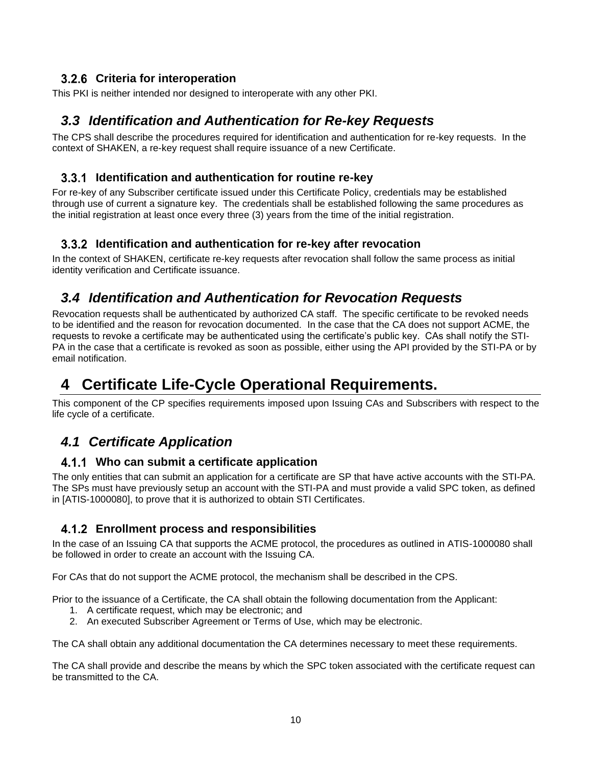### 3.2.6 Criteria for interoperation

This PKI is neither intended nor designed to interoperate with any other PKI.

## *3.3 Identification and Authentication for Re-key Requests*

The CPS shall describe the procedures required for identification and authentication for re-key requests. In the context of SHAKEN, a re-key request shall require issuance of a new Certificate.

### 3.3.1 Identification and authentication for routine re-key

For re-key of any Subscriber certificate issued under this Certificate Policy, credentials may be established through use of current a signature key. The credentials shall be established following the same procedures as the initial registration at least once every three (3) years from the time of the initial registration.

### 3.3.2 Identification and authentication for re-key after revocation

In the context of SHAKEN, certificate re-key requests after revocation shall follow the same process as initial identity verification and Certificate issuance.

## *3.4 Identification and Authentication for Revocation Requests*

Revocation requests shall be authenticated by authorized CA staff. The specific certificate to be revoked needs to be identified and the reason for revocation documented. In the case that the CA does not support ACME, the requests to revoke a certificate may be authenticated using the certificate's public key. CAs shall notify the STI-PA in the case that a certificate is revoked as soon as possible, either using the API provided by the STI-PA or by email notification.

# 4 Certificate Life-Cycle Operational Requirements.

This component of the CP specifies requirements imposed upon Issuing CAs and Subscribers with respect to the life cycle of a certificate.

## *4.1 Certificate Application*

### 4.1.1 Who can submit a certificate application

The only entities that can submit an application for a certificate are SP that have active accounts with the STI-PA. The SPs must have previously setup an account with the STI-PA and must provide a valid SPC token, as defined in [ATIS-1000080], to prove that it is authorized to obtain STI Certificates.

### 4.1.2 Enrollment process and responsibilities

In the case of an Issuing CA that supports the ACME protocol, the procedures as outlined in ATIS-1000080 shall be followed in order to create an account with the Issuing CA.

For CAs that do not support the ACME protocol, the mechanism shall be described in the CPS.

Prior to the issuance of a Certificate, the CA shall obtain the following documentation from the Applicant:

1. A certificate request, which may be electronic; and
2. An executed Subscriber Agreement or Terms of Use, which may be electronic.

The CA shall obtain any additional documentation the CA determines necessary to meet these requirements.

The CA shall provide and describe the means by which the SPC token associated with the certificate request can be transmitted to the CA.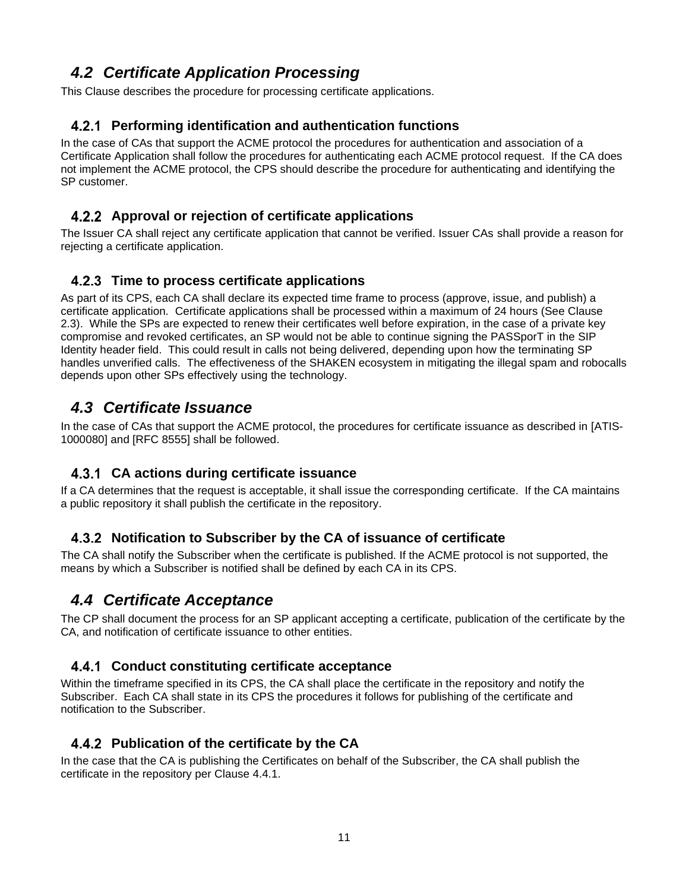## 4.2 Certificate Application Processing

This Clause describes the procedure for processing certificate applications.

### 4.2.1 Performing identification and authentication functions

In the case of CAs that support the ACME protocol the procedures for authentication and association of a Certificate Application shall follow the procedures for authenticating each ACME protocol request. If the CA does not implement the ACME protocol, the CPS should describe the procedure for authenticating and identifying the SP customer.

### 4.2.2 Approval or rejection of certificate applications

The Issuer CA shall reject any certificate application that cannot be verified. Issuer CAs shall provide a reason for rejecting a certificate application.

### 4.2.3 Time to process certificate applications

As part of its CPS, each CA shall declare its expected time frame to process (approve, issue, and publish) a certificate application. Certificate applications shall be processed within a maximum of 24 hours (See Clause 2.3). While the SPs are expected to renew their certificates well before expiration, in the case of a private key compromise and revoked certificates, an SP would not be able to continue signing the PASSporT in the SIP Identity header field. This could result in calls not being delivered, depending upon how the terminating SP handles unverified calls. The effectiveness of the SHAKEN ecosystem in mitigating the illegal spam and robocalls depends upon other SPs effectively using the technology.

## 4.3 Certificate Issuance

In the case of CAs that support the ACME protocol, the procedures for certificate issuance as described in [ATIS-1000080] and [RFC 8555] shall be followed.

### 4.3.1 CA actions during certificate issuance

If a CA determines that the request is acceptable, it shall issue the corresponding certificate. If the CA maintains a public repository it shall publish the certificate in the repository.

### 4.3.2 Notification to Subscriber by the CA of issuance of certificate

The CA shall notify the Subscriber when the certificate is published. If the ACME protocol is not supported, the means by which a Subscriber is notified shall be defined by each CA in its CPS.

## 4.4 Certificate Acceptance

The CP shall document the process for an SP applicant accepting a certificate, publication of the certificate by the CA, and notification of certificate issuance to other entities.

### 4.4.1 Conduct constituting certificate acceptance

Within the timeframe specified in its CPS, the CA shall place the certificate in the repository and notify the Subscriber. Each CA shall state in its CPS the procedures it follows for publishing of the certificate and notification to the Subscriber.

### 4.4.2 Publication of the certificate by the CA

In the case that the CA is publishing the Certificates on behalf of the Subscriber, the CA shall publish the certificate in the repository per Clause 4.4.1.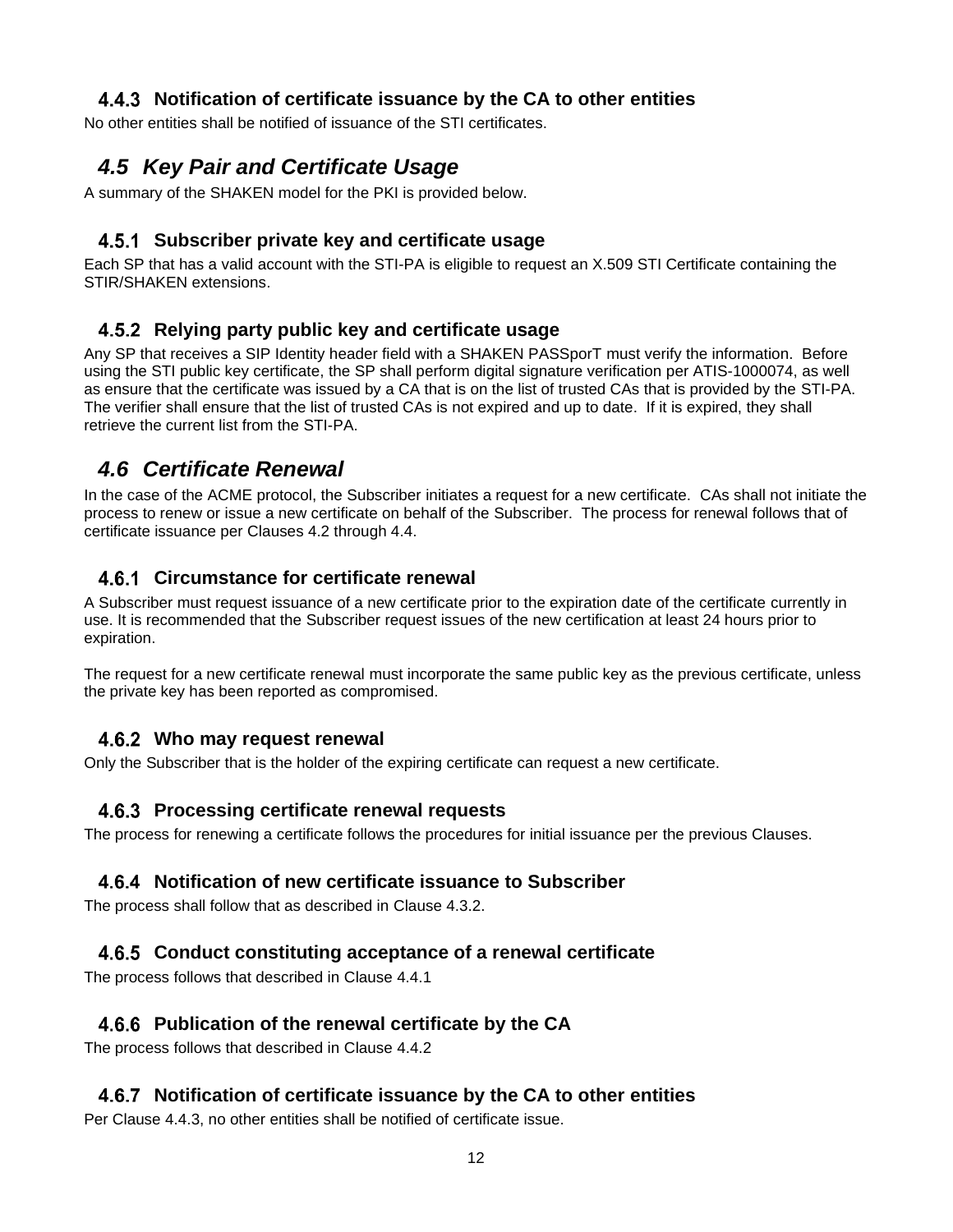### 4.4.3 Notification of certificate issuance by the CA to other entities

No other entities shall be notified of issuance of the STI certificates.

## *4.5 Key Pair and Certificate Usage*

A summary of the SHAKEN model for the PKI is provided below.

### 4.5.1 Subscriber private key and certificate usage

Each SP that has a valid account with the STI-PA is eligible to request an X.509 STI Certificate containing the STIR/SHAKEN extensions.

### 4.5.2 Relying party public key and certificate usage

Any SP that receives a SIP Identity header field with a SHAKEN PASSporT must verify the information. Before using the STI public key certificate, the SP shall perform digital signature verification per ATIS-1000074, as well as ensure that the certificate was issued by a CA that is on the list of trusted CAs that is provided by the STI-PA. The verifier shall ensure that the list of trusted CAs is not expired and up to date. If it is expired, they shall retrieve the current list from the STI-PA.

## *4.6 Certificate Renewal*

In the case of the ACME protocol, the Subscriber initiates a request for a new certificate. CAs shall not initiate the process to renew or issue a new certificate on behalf of the Subscriber. The process for renewal follows that of certificate issuance per Clauses 4.2 through 4.4.

### 4.6.1 Circumstance for certificate renewal

A Subscriber must request issuance of a new certificate prior to the expiration date of the certificate currently in use. It is recommended that the Subscriber request issues of the new certification at least 24 hours prior to expiration.

The request for a new certificate renewal must incorporate the same public key as the previous certificate, unless the private key has been reported as compromised.

### 4.6.2 Who may request renewal

Only the Subscriber that is the holder of the expiring certificate can request a new certificate.

### 4.6.3 Processing certificate renewal requests

The process for renewing a certificate follows the procedures for initial issuance per the previous Clauses.

### 4.6.4 Notification of new certificate issuance to Subscriber

The process shall follow that as described in Clause 4.3.2.

### 4.6.5 Conduct constituting acceptance of a renewal certificate

The process follows that described in Clause 4.4.1

### 4.6.6 Publication of the renewal certificate by the CA

The process follows that described in Clause 4.4.2

### 4.6.7 Notification of certificate issuance by the CA to other entities

Per Clause 4.4.3, no other entities shall be notified of certificate issue.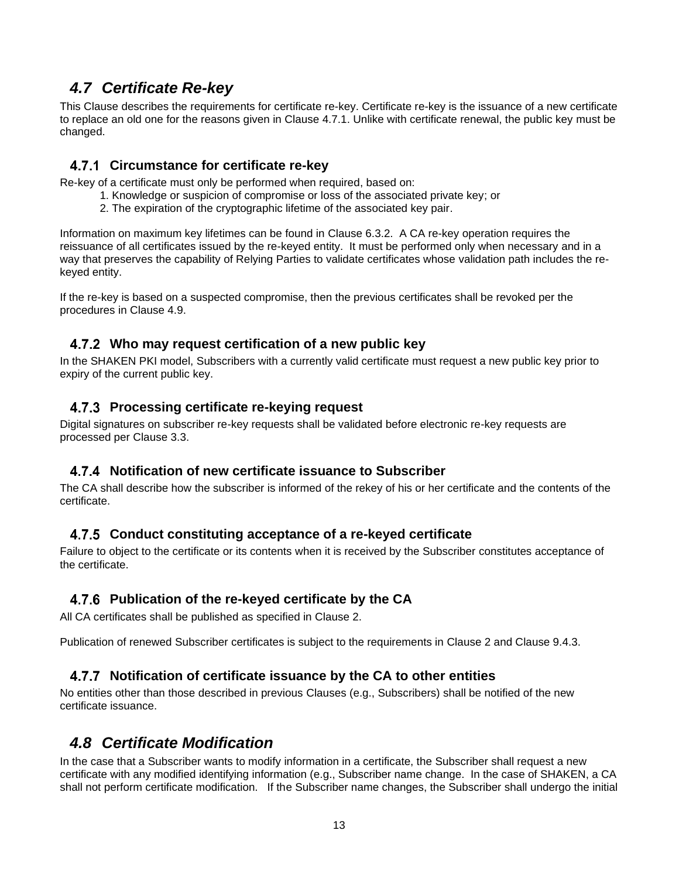## *4.7 Certificate Re-key*

This Clause describes the requirements for certificate re-key. Certificate re-key is the issuance of a new certificate to replace an old one for the reasons given in Clause 4.7.1. Unlike with certificate renewal, the public key must be changed.

### 4.7.1 Circumstance for certificate re-key

Re-key of a certificate must only be performed when required, based on:

1. Knowledge or suspicion of compromise or loss of the associated private key; or
2. The expiration of the cryptographic lifetime of the associated key pair.

Information on maximum key lifetimes can be found in Clause 6.3.2. A CA re-key operation requires the reissuance of all certificates issued by the re-keyed entity. It must be performed only when necessary and in a way that preserves the capability of Relying Parties to validate certificates whose validation path includes the re-keyed entity.

If the re-key is based on a suspected compromise, then the previous certificates shall be revoked per the procedures in Clause 4.9.

### 4.7.2 Who may request certification of a new public key

In the SHAKEN PKI model, Subscribers with a currently valid certificate must request a new public key prior to expiry of the current public key.

### 4.7.3 Processing certificate re-keying request

Digital signatures on subscriber re-key requests shall be validated before electronic re-key requests are processed per Clause 3.3.

### 4.7.4 Notification of new certificate issuance to Subscriber

The CA shall describe how the subscriber is informed of the rekey of his or her certificate and the contents of the certificate.

### 4.7.5 Conduct constituting acceptance of a re-keyed certificate

Failure to object to the certificate or its contents when it is received by the Subscriber constitutes acceptance of the certificate.

### 4.7.6 Publication of the re-keyed certificate by the CA

All CA certificates shall be published as specified in Clause 2.

Publication of renewed Subscriber certificates is subject to the requirements in Clause 2 and Clause 9.4.3.

### 4.7.7 Notification of certificate issuance by the CA to other entities

No entities other than those described in previous Clauses (e.g., Subscribers) shall be notified of the new certificate issuance.

## *4.8 Certificate Modification*

In the case that a Subscriber wants to modify information in a certificate, the Subscriber shall request a new certificate with any modified identifying information (e.g., Subscriber name change. In the case of SHAKEN, a CA shall not perform certificate modification. If the Subscriber name changes, the Subscriber shall undergo the initial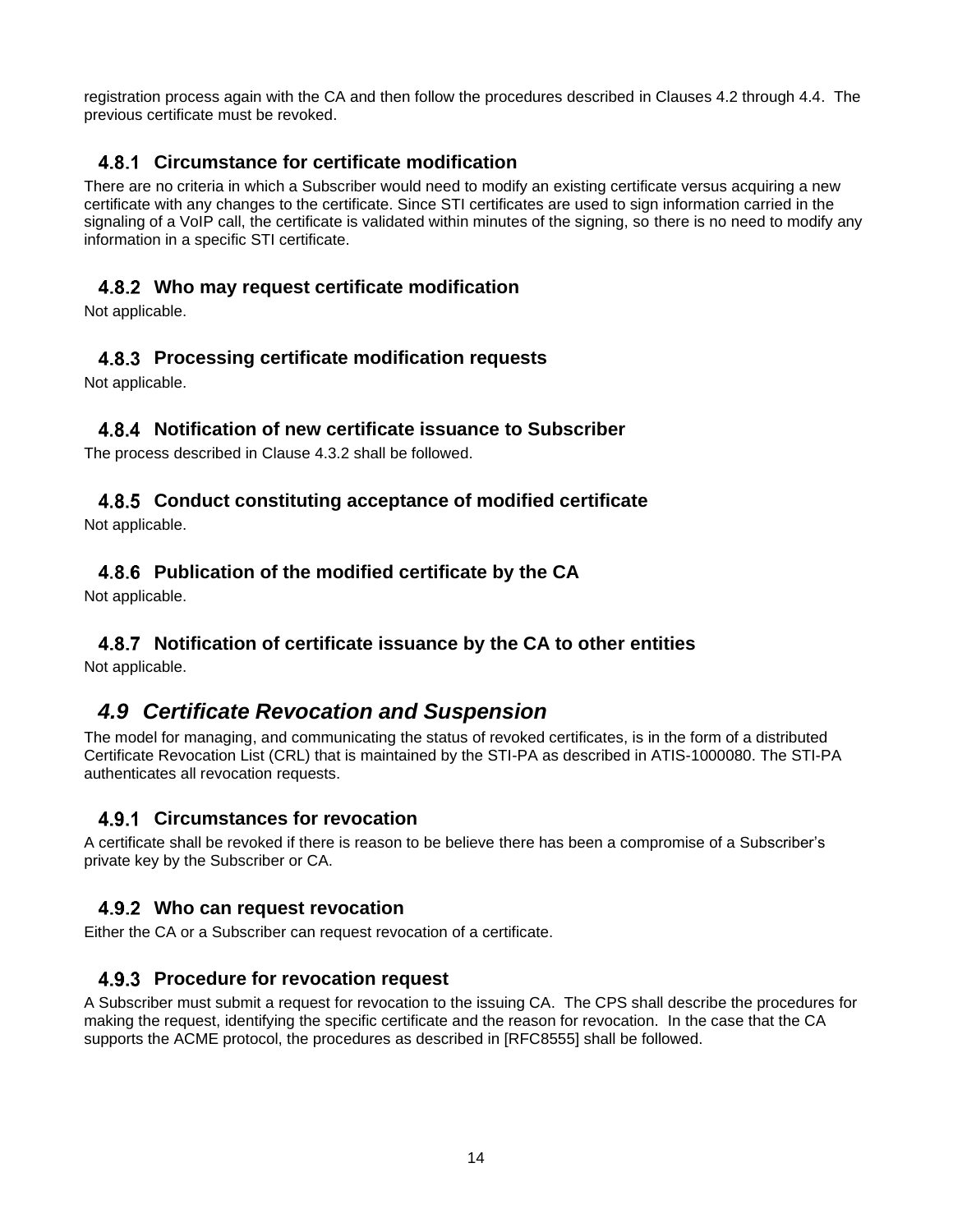registration process again with the CA and then follow the procedures described in Clauses 4.2 through 4.4. The previous certificate must be revoked.

### 4.8.1 Circumstance for certificate modification

There are no criteria in which a Subscriber would need to modify an existing certificate versus acquiring a new certificate with any changes to the certificate. Since STI certificates are used to sign information carried in the signaling of a VoIP call, the certificate is validated within minutes of the signing, so there is no need to modify any information in a specific STI certificate.

### 4.8.2 Who may request certificate modification

Not applicable.

### 4.8.3 Processing certificate modification requests

Not applicable.

### 4.8.4 Notification of new certificate issuance to Subscriber

The process described in Clause 4.3.2 shall be followed.

### 4.8.5 Conduct constituting acceptance of modified certificate

Not applicable.

### 4.8.6 Publication of the modified certificate by the CA

Not applicable.

### 4.8.7 Notification of certificate issuance by the CA to other entities

Not applicable.

## *4.9 Certificate Revocation and Suspension*

The model for managing, and communicating the status of revoked certificates, is in the form of a distributed Certificate Revocation List (CRL) that is maintained by the STI-PA as described in ATIS-1000080. The STI-PA authenticates all revocation requests.

### 4.9.1 Circumstances for revocation

A certificate shall be revoked if there is reason to be believe there has been a compromise of a Subscriber's private key by the Subscriber or CA.

### 4.9.2 Who can request revocation

Either the CA or a Subscriber can request revocation of a certificate.

### 4.9.3 Procedure for revocation request

A Subscriber must submit a request for revocation to the issuing CA. The CPS shall describe the procedures for making the request, identifying the specific certificate and the reason for revocation. In the case that the CA supports the ACME protocol, the procedures as described in [RFC8555] shall be followed.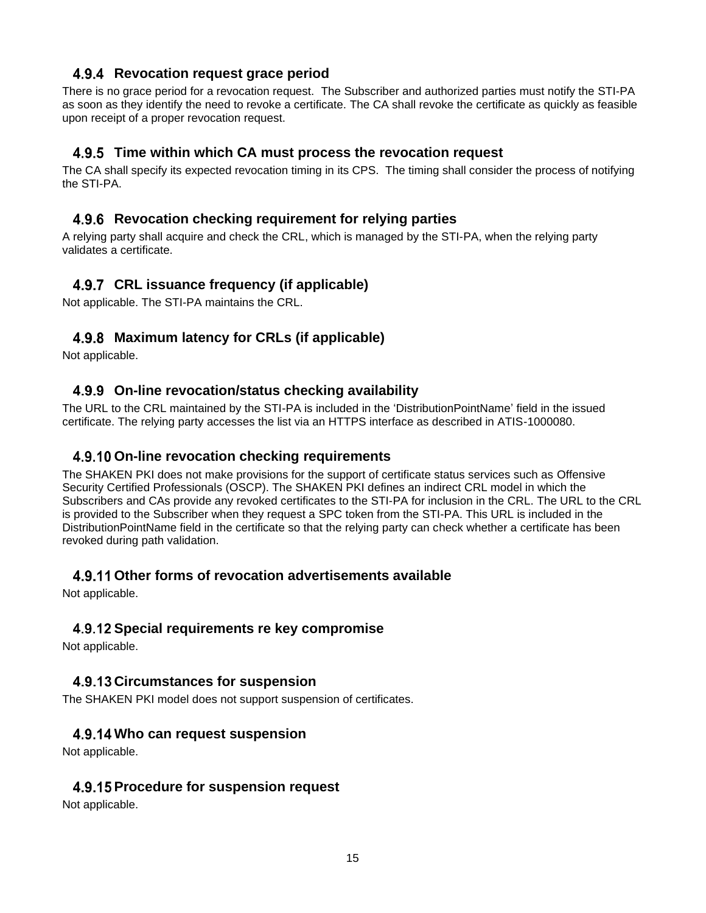### 4.9.4 Revocation request grace period

There is no grace period for a revocation request. The Subscriber and authorized parties must notify the STI-PA as soon as they identify the need to revoke a certificate. The CA shall revoke the certificate as quickly as feasible upon receipt of a proper revocation request.

### 4.9.5 Time within which CA must process the revocation request

The CA shall specify its expected revocation timing in its CPS. The timing shall consider the process of notifying the STI-PA.

### 4.9.6 Revocation checking requirement for relying parties

A relying party shall acquire and check the CRL, which is managed by the STI-PA, when the relying party validates a certificate.

### 4.9.7 CRL issuance frequency (if applicable)

Not applicable. The STI-PA maintains the CRL.

### 4.9.8 Maximum latency for CRLs (if applicable)

Not applicable.

### 4.9.9 On-line revocation/status checking availability

The URL to the CRL maintained by the STI-PA is included in the 'DistributionPointName' field in the issued certificate. The relying party accesses the list via an HTTPS interface as described in ATIS-1000080.

### 4.9.10 On-line revocation checking requirements

The SHAKEN PKI does not make provisions for the support of certificate status services such as Offensive Security Certified Professionals (OSCP). The SHAKEN PKI defines an indirect CRL model in which the Subscribers and CAs provide any revoked certificates to the STI-PA for inclusion in the CRL. The URL to the CRL is provided to the Subscriber when they request a SPC token from the STI-PA. This URL is included in the DistributionPointName field in the certificate so that the relying party can check whether a certificate has been revoked during path validation.

### 4.9.11 Other forms of revocation advertisements available

Not applicable.

### 4.9.12 Special requirements re key compromise

Not applicable.

### 4.9.13 Circumstances for suspension

The SHAKEN PKI model does not support suspension of certificates.

### 4.9.14 Who can request suspension

Not applicable.

### 4.9.15 Procedure for suspension request

Not applicable.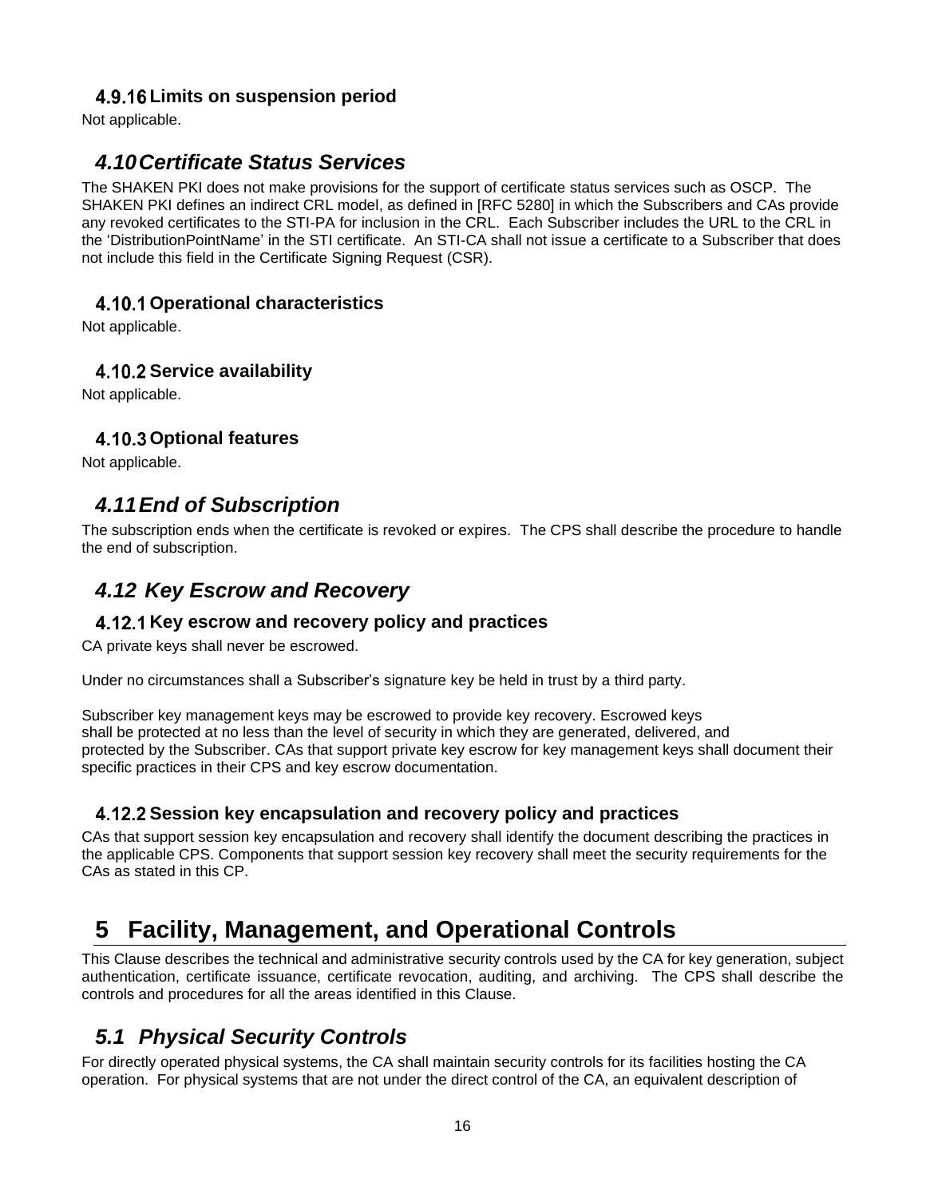#### 4.9.16 Limits on suspension period

Not applicable.

### 4.10 Certificate Status Services

The SHAKEN PKI does not make provisions for the support of certificate status services such as OSCP. The SHAKEN PKI defines an indirect CRL model, as defined in [RFC 5280] in which the Subscribers and CAs provide any revoked certificates to the STI-PA for inclusion in the CRL. Each Subscriber includes the URL to the CRL in the 'DistributionPointName' in the STI certificate. An STI-CA shall not issue a certificate to a Subscriber that does not include this field in the Certificate Signing Request (CSR).

#### 4.10.1 Operational characteristics

Not applicable.

#### 4.10.2 Service availability

Not applicable.

#### 4.10.3 Optional features

Not applicable.

### 4.11 End of Subscription

The subscription ends when the certificate is revoked or expires. The CPS shall describe the procedure to handle the end of subscription.

### 4.12 Key Escrow and Recovery

#### 4.12.1 Key escrow and recovery policy and practices

CA private keys shall never be escrowed.

Under no circumstances shall a Subscriber's signature key be held in trust by a third party.

Subscriber key management keys may be escrowed to provide key recovery. Escrowed keys shall be protected at no less than the level of security in which they are generated, delivered, and protected by the Subscriber. CAs that support private key escrow for key management keys shall document their specific practices in their CPS and key escrow documentation.

#### 4.12.2 Session key encapsulation and recovery policy and practices

CAs that support session key encapsulation and recovery shall identify the document describing the practices in the applicable CPS. Components that support session key recovery shall meet the security requirements for the CAs as stated in this CP.

## 5 Facility, Management, and Operational Controls

This Clause describes the technical and administrative security controls used by the CA for key generation, subject authentication, certificate issuance, certificate revocation, auditing, and archiving. The CPS shall describe the controls and procedures for all the areas identified in this Clause.

### 5.1 Physical Security Controls

For directly operated physical systems, the CA shall maintain security controls for its facilities hosting the CA operation. For physical systems that are not under the direct control of the CA, an equivalent description of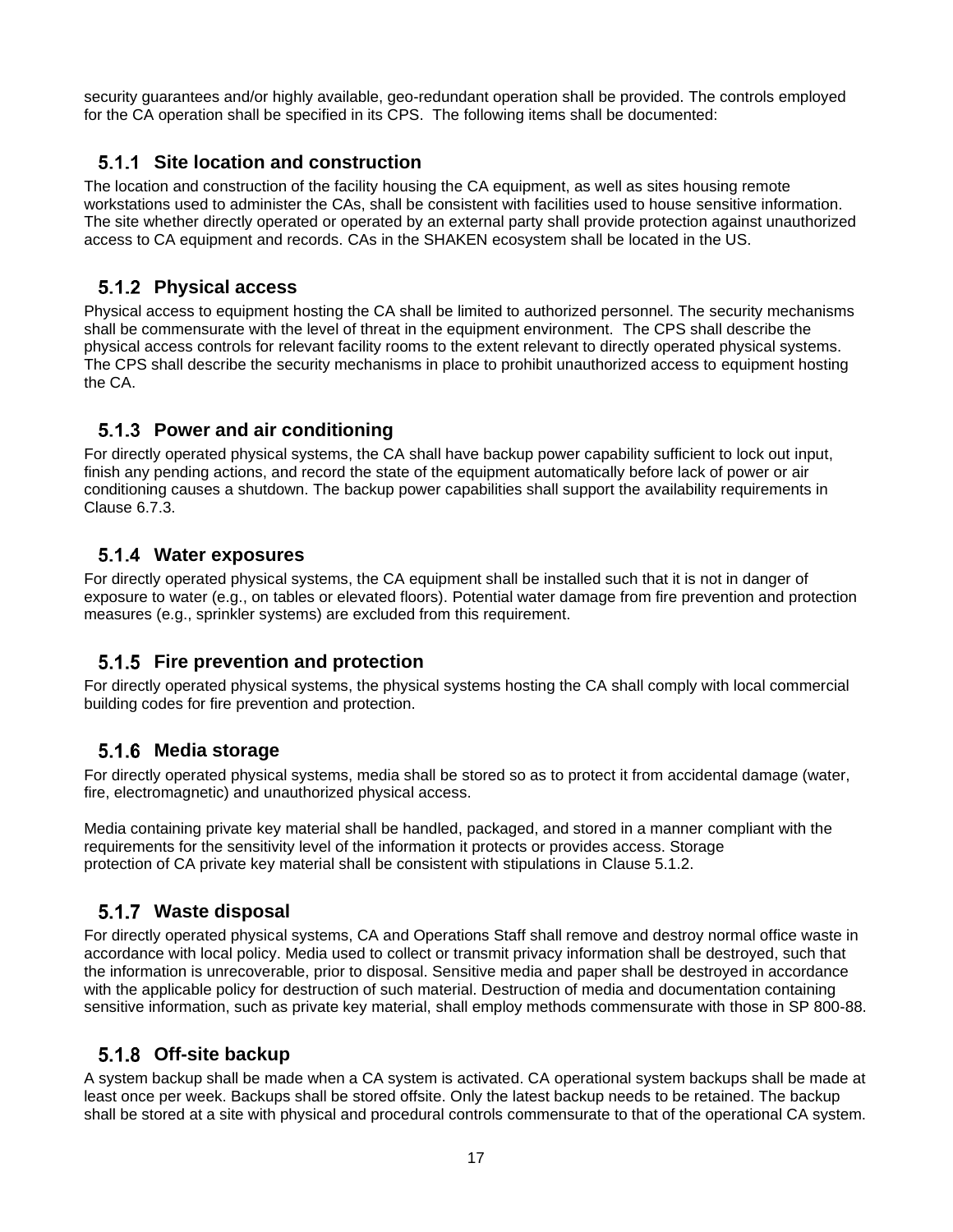security guarantees and/or highly available, geo-redundant operation shall be provided. The controls employed for the CA operation shall be specified in its CPS. The following items shall be documented:

### 5.1.1 Site location and construction

The location and construction of the facility housing the CA equipment, as well as sites housing remote workstations used to administer the CAs, shall be consistent with facilities used to house sensitive information. The site whether directly operated or operated by an external party shall provide protection against unauthorized access to CA equipment and records. CAs in the SHAKEN ecosystem shall be located in the US.

### 5.1.2 Physical access

Physical access to equipment hosting the CA shall be limited to authorized personnel. The security mechanisms shall be commensurate with the level of threat in the equipment environment. The CPS shall describe the physical access controls for relevant facility rooms to the extent relevant to directly operated physical systems. The CPS shall describe the security mechanisms in place to prohibit unauthorized access to equipment hosting the CA.

### 5.1.3 Power and air conditioning

For directly operated physical systems, the CA shall have backup power capability sufficient to lock out input, finish any pending actions, and record the state of the equipment automatically before lack of power or air conditioning causes a shutdown. The backup power capabilities shall support the availability requirements in Clause 6.7.3.

### 5.1.4 Water exposures

For directly operated physical systems, the CA equipment shall be installed such that it is not in danger of exposure to water (e.g., on tables or elevated floors). Potential water damage from fire prevention and protection measures (e.g., sprinkler systems) are excluded from this requirement.

### 5.1.5 Fire prevention and protection

For directly operated physical systems, the physical systems hosting the CA shall comply with local commercial building codes for fire prevention and protection.

### 5.1.6 Media storage

For directly operated physical systems, media shall be stored so as to protect it from accidental damage (water, fire, electromagnetic) and unauthorized physical access.

Media containing private key material shall be handled, packaged, and stored in a manner compliant with the requirements for the sensitivity level of the information it protects or provides access. Storage protection of CA private key material shall be consistent with stipulations in Clause 5.1.2.

### 5.1.7 Waste disposal

For directly operated physical systems, CA and Operations Staff shall remove and destroy normal office waste in accordance with local policy. Media used to collect or transmit privacy information shall be destroyed, such that the information is unrecoverable, prior to disposal. Sensitive media and paper shall be destroyed in accordance with the applicable policy for destruction of such material. Destruction of media and documentation containing sensitive information, such as private key material, shall employ methods commensurate with those in SP 800-88.

### 5.1.8 Off-site backup

A system backup shall be made when a CA system is activated. CA operational system backups shall be made at least once per week. Backups shall be stored offsite. Only the latest backup needs to be retained. The backup shall be stored at a site with physical and procedural controls commensurate to that of the operational CA system.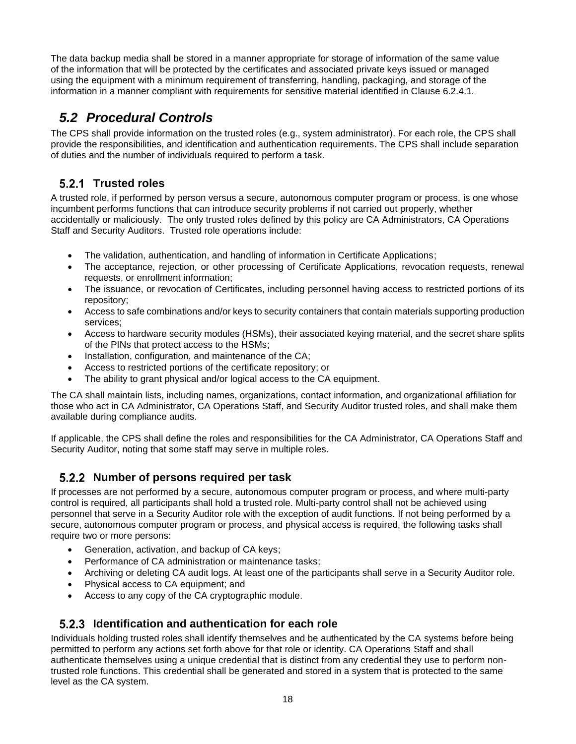The data backup media shall be stored in a manner appropriate for storage of information of the same value of the information that will be protected by the certificates and associated private keys issued or managed using the equipment with a minimum requirement of transferring, handling, packaging, and storage of the information in a manner compliant with requirements for sensitive material identified in Clause 6.2.4.1.

## *5.2 Procedural Controls*

The CPS shall provide information on the trusted roles (e.g., system administrator). For each role, the CPS shall provide the responsibilities, and identification and authentication requirements. The CPS shall include separation of duties and the number of individuals required to perform a task.

### 5.2.1 Trusted roles

A trusted role, if performed by person versus a secure, autonomous computer program or process, is one whose incumbent performs functions that can introduce security problems if not carried out properly, whether accidentally or maliciously. The only trusted roles defined by this policy are CA Administrators, CA Operations Staff and Security Auditors. Trusted role operations include:

- The validation, authentication, and handling of information in Certificate Applications;
- The acceptance, rejection, or other processing of Certificate Applications, revocation requests, renewal requests, or enrollment information;
- The issuance, or revocation of Certificates, including personnel having access to restricted portions of its repository;
- Access to safe combinations and/or keys to security containers that contain materials supporting production services;
- Access to hardware security modules (HSMs), their associated keying material, and the secret share splits of the PINs that protect access to the HSMs;
- Installation, configuration, and maintenance of the CA;
- Access to restricted portions of the certificate repository; or
- The ability to grant physical and/or logical access to the CA equipment.

The CA shall maintain lists, including names, organizations, contact information, and organizational affiliation for those who act in CA Administrator, CA Operations Staff, and Security Auditor trusted roles, and shall make them available during compliance audits.

If applicable, the CPS shall define the roles and responsibilities for the CA Administrator, CA Operations Staff and Security Auditor, noting that some staff may serve in multiple roles.

### 5.2.2 Number of persons required per task

If processes are not performed by a secure, autonomous computer program or process, and where multi-party control is required, all participants shall hold a trusted role. Multi-party control shall not be achieved using personnel that serve in a Security Auditor role with the exception of audit functions. If not being performed by a secure, autonomous computer program or process, and physical access is required, the following tasks shall require two or more persons:

- Generation, activation, and backup of CA keys;
- Performance of CA administration or maintenance tasks;
- Archiving or deleting CA audit logs. At least one of the participants shall serve in a Security Auditor role.
- Physical access to CA equipment; and
- Access to any copy of the CA cryptographic module.

### 5.2.3 Identification and authentication for each role

Individuals holding trusted roles shall identify themselves and be authenticated by the CA systems before being permitted to perform any actions set forth above for that role or identity. CA Operations Staff and shall authenticate themselves using a unique credential that is distinct from any credential they use to perform non-trusted role functions. This credential shall be generated and stored in a system that is protected to the same level as the CA system.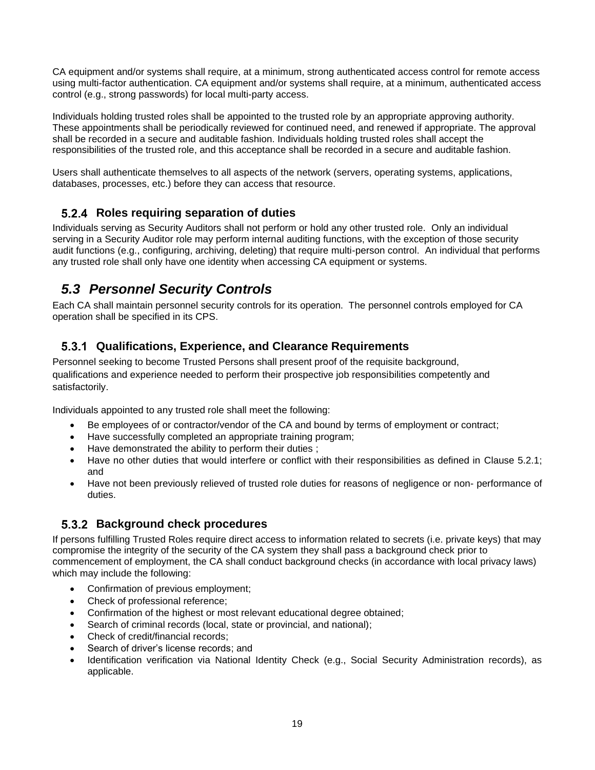CA equipment and/or systems shall require, at a minimum, strong authenticated access control for remote access using multi-factor authentication. CA equipment and/or systems shall require, at a minimum, authenticated access control (e.g., strong passwords) for local multi-party access.

Individuals holding trusted roles shall be appointed to the trusted role by an appropriate approving authority. These appointments shall be periodically reviewed for continued need, and renewed if appropriate. The approval shall be recorded in a secure and auditable fashion. Individuals holding trusted roles shall accept the responsibilities of the trusted role, and this acceptance shall be recorded in a secure and auditable fashion.

Users shall authenticate themselves to all aspects of the network (servers, operating systems, applications, databases, processes, etc.) before they can access that resource.

### 5.2.4 Roles requiring separation of duties

Individuals serving as Security Auditors shall not perform or hold any other trusted role. Only an individual serving in a Security Auditor role may perform internal auditing functions, with the exception of those security audit functions (e.g., configuring, archiving, deleting) that require multi-person control. An individual that performs any trusted role shall only have one identity when accessing CA equipment or systems.

## *5.3 Personnel Security Controls*

Each CA shall maintain personnel security controls for its operation. The personnel controls employed for CA operation shall be specified in its CPS.

### 5.3.1 Qualifications, Experience, and Clearance Requirements

Personnel seeking to become Trusted Persons shall present proof of the requisite background, qualifications and experience needed to perform their prospective job responsibilities competently and satisfactorily.

Individuals appointed to any trusted role shall meet the following:

- Be employees of or contractor/vendor of the CA and bound by terms of employment or contract;
- Have successfully completed an appropriate training program;
- Have demonstrated the ability to perform their duties ;
- Have no other duties that would interfere or conflict with their responsibilities as defined in Clause 5.2.1; and
- Have not been previously relieved of trusted role duties for reasons of negligence or non- performance of duties.

### 5.3.2 Background check procedures

If persons fulfilling Trusted Roles require direct access to information related to secrets (i.e. private keys) that may compromise the integrity of the security of the CA system they shall pass a background check prior to commencement of employment, the CA shall conduct background checks (in accordance with local privacy laws) which may include the following:

- Confirmation of previous employment;
- Check of professional reference;
- Confirmation of the highest or most relevant educational degree obtained;
- Search of criminal records (local, state or provincial, and national);
- Check of credit/financial records;
- Search of driver's license records; and
- Identification verification via National Identity Check (e.g., Social Security Administration records), as applicable.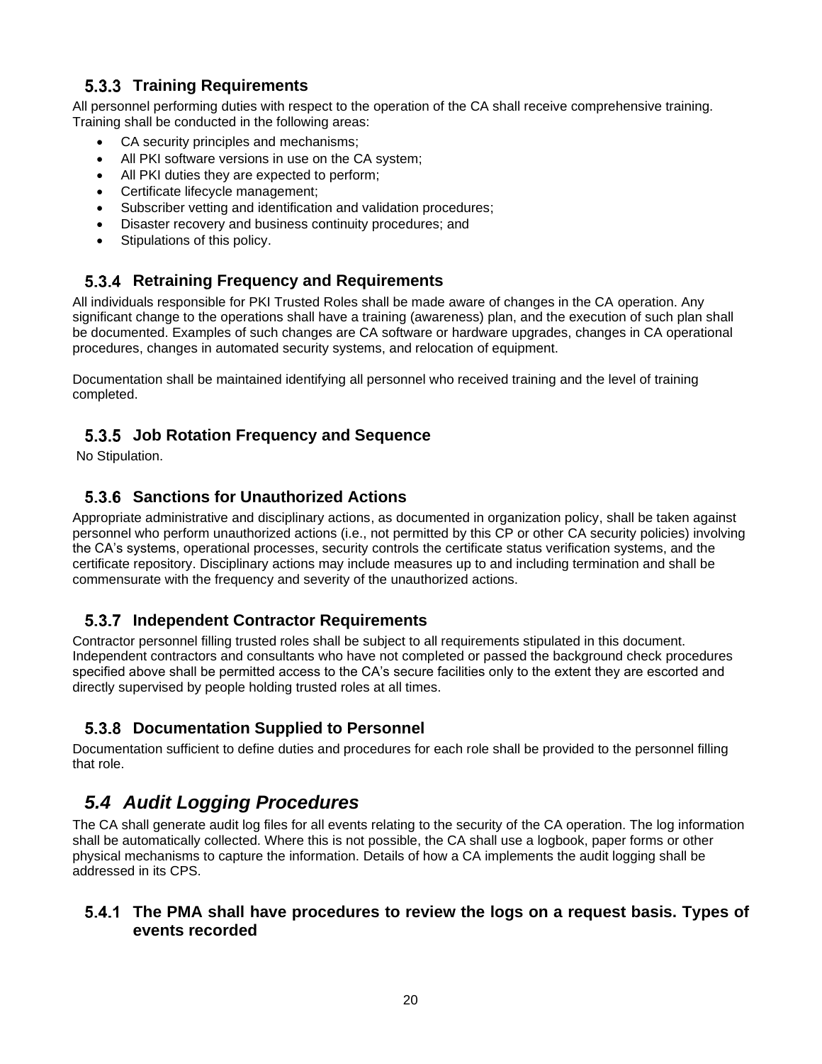### 5.3.3 Training Requirements

All personnel performing duties with respect to the operation of the CA shall receive comprehensive training. Training shall be conducted in the following areas:

- CA security principles and mechanisms;
- All PKI software versions in use on the CA system;
- All PKI duties they are expected to perform;
- Certificate lifecycle management;
- Subscriber vetting and identification and validation procedures;
- Disaster recovery and business continuity procedures; and
- Stipulations of this policy.

### 5.3.4 Retraining Frequency and Requirements

All individuals responsible for PKI Trusted Roles shall be made aware of changes in the CA operation. Any significant change to the operations shall have a training (awareness) plan, and the execution of such plan shall be documented. Examples of such changes are CA software or hardware upgrades, changes in CA operational procedures, changes in automated security systems, and relocation of equipment.

Documentation shall be maintained identifying all personnel who received training and the level of training completed.

### 5.3.5 Job Rotation Frequency and Sequence

No Stipulation.

### 5.3.6 Sanctions for Unauthorized Actions

Appropriate administrative and disciplinary actions, as documented in organization policy, shall be taken against personnel who perform unauthorized actions (i.e., not permitted by this CP or other CA security policies) involving the CA's systems, operational processes, security controls the certificate status verification systems, and the certificate repository. Disciplinary actions may include measures up to and including termination and shall be commensurate with the frequency and severity of the unauthorized actions.

### 5.3.7 Independent Contractor Requirements

Contractor personnel filling trusted roles shall be subject to all requirements stipulated in this document. Independent contractors and consultants who have not completed or passed the background check procedures specified above shall be permitted access to the CA's secure facilities only to the extent they are escorted and directly supervised by people holding trusted roles at all times.

### 5.3.8 Documentation Supplied to Personnel

Documentation sufficient to define duties and procedures for each role shall be provided to the personnel filling that role.

## *5.4 Audit Logging Procedures*

The CA shall generate audit log files for all events relating to the security of the CA operation. The log information shall be automatically collected. Where this is not possible, the CA shall use a logbook, paper forms or other physical mechanisms to capture the information. Details of how a CA implements the audit logging shall be addressed in its CPS.

### 5.4.1 The PMA shall have procedures to review the logs on a request basis. Types of events recorded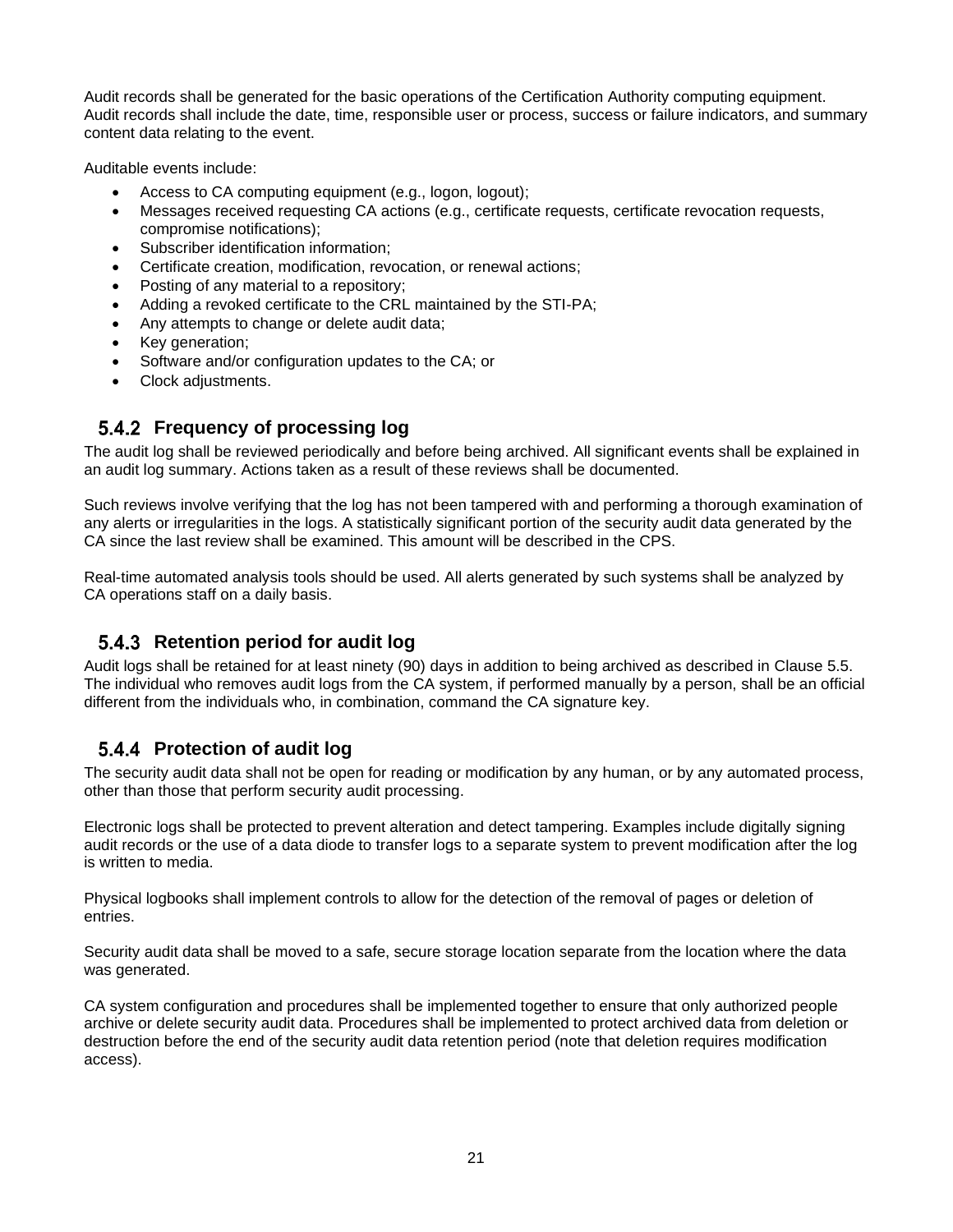Audit records shall be generated for the basic operations of the Certification Authority computing equipment. Audit records shall include the date, time, responsible user or process, success or failure indicators, and summary content data relating to the event.

Auditable events include:

- Access to CA computing equipment (e.g., logon, logout);
- Messages received requesting CA actions (e.g., certificate requests, certificate revocation requests, compromise notifications);
- Subscriber identification information;
- Certificate creation, modification, revocation, or renewal actions;
- Posting of any material to a repository;
- Adding a revoked certificate to the CRL maintained by the STI-PA;
- Any attempts to change or delete audit data;
- Key generation;
- Software and/or configuration updates to the CA; or
- Clock adjustments.

### 5.4.2 Frequency of processing log

The audit log shall be reviewed periodically and before being archived. All significant events shall be explained in an audit log summary. Actions taken as a result of these reviews shall be documented.

Such reviews involve verifying that the log has not been tampered with and performing a thorough examination of any alerts or irregularities in the logs. A statistically significant portion of the security audit data generated by the CA since the last review shall be examined. This amount will be described in the CPS.

Real-time automated analysis tools should be used. All alerts generated by such systems shall be analyzed by CA operations staff on a daily basis.

### 5.4.3 Retention period for audit log

Audit logs shall be retained for at least ninety (90) days in addition to being archived as described in Clause 5.5. The individual who removes audit logs from the CA system, if performed manually by a person, shall be an official different from the individuals who, in combination, command the CA signature key.

### 5.4.4 Protection of audit log

The security audit data shall not be open for reading or modification by any human, or by any automated process, other than those that perform security audit processing.

Electronic logs shall be protected to prevent alteration and detect tampering. Examples include digitally signing audit records or the use of a data diode to transfer logs to a separate system to prevent modification after the log is written to media.

Physical logbooks shall implement controls to allow for the detection of the removal of pages or deletion of entries.

Security audit data shall be moved to a safe, secure storage location separate from the location where the data was generated.

CA system configuration and procedures shall be implemented together to ensure that only authorized people archive or delete security audit data. Procedures shall be implemented to protect archived data from deletion or destruction before the end of the security audit data retention period (note that deletion requires modification access).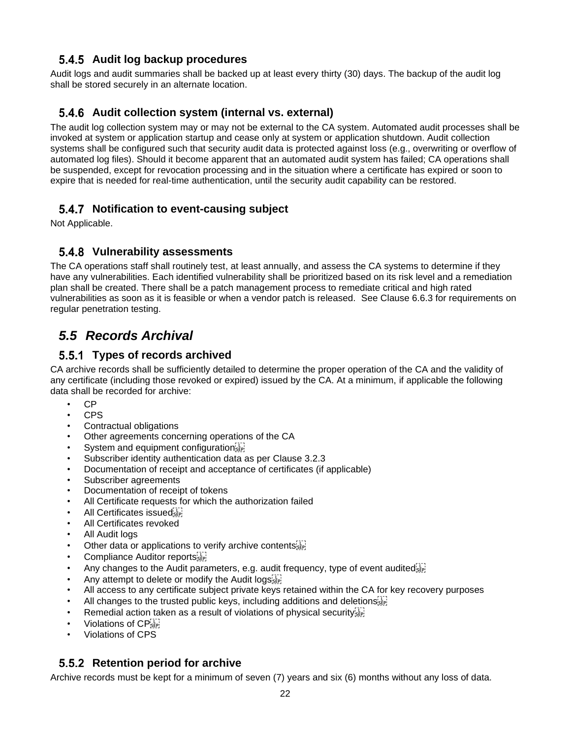### 5.4.5 Audit log backup procedures

Audit logs and audit summaries shall be backed up at least every thirty (30) days. The backup of the audit log shall be stored securely in an alternate location.

### 5.4.6 Audit collection system (internal vs. external)

The audit log collection system may or may not be external to the CA system. Automated audit processes shall be invoked at system or application startup and cease only at system or application shutdown. Audit collection systems shall be configured such that security audit data is protected against loss (e.g., overwriting or overflow of automated log files). Should it become apparent that an automated audit system has failed; CA operations shall be suspended, except for revocation processing and in the situation where a certificate has expired or soon to expire that is needed for real-time authentication, until the security audit capability can be restored.

### 5.4.7 Notification to event-causing subject

Not Applicable.

### 5.4.8 Vulnerability assessments

The CA operations staff shall routinely test, at least annually, and assess the CA systems to determine if they have any vulnerabilities. Each identified vulnerability shall be prioritized based on its risk level and a remediation plan shall be created. There shall be a patch management process to remediate critical and high rated vulnerabilities as soon as it is feasible or when a vendor patch is released. See Clause 6.6.3 for requirements on regular penetration testing.

## *5.5 Records Archival*

### 5.5.1 Types of records archived

CA archive records shall be sufficiently detailed to determine the proper operation of the CA and the validity of any certificate (including those revoked or expired) issued by the CA. At a minimum, if applicable the following data shall be recorded for archive:

- CP
- CPS
- Contractual obligations
- Other agreements concerning operations of the CA
- System and equipment configuration
- Subscriber identity authentication data as per Clause 3.2.3
- Documentation of receipt and acceptance of certificates (if applicable)
- Subscriber agreements
- Documentation of receipt of tokens
- All Certificate requests for which the authorization failed
- All Certificates issued
- All Certificates revoked
- All Audit logs
- Other data or applications to verify archive contents
- Compliance Auditor reports
- Any changes to the Audit parameters, e.g. audit frequency, type of event audited
- Any attempt to delete or modify the Audit logs
- All access to any certificate subject private keys retained within the CA for key recovery purposes
- All changes to the trusted public keys, including additions and deletions
- Remedial action taken as a result of violations of physical security
- Violations of CP
- Violations of CPS

### 5.5.2 Retention period for archive

Archive records must be kept for a minimum of seven (7) years and six (6) months without any loss of data.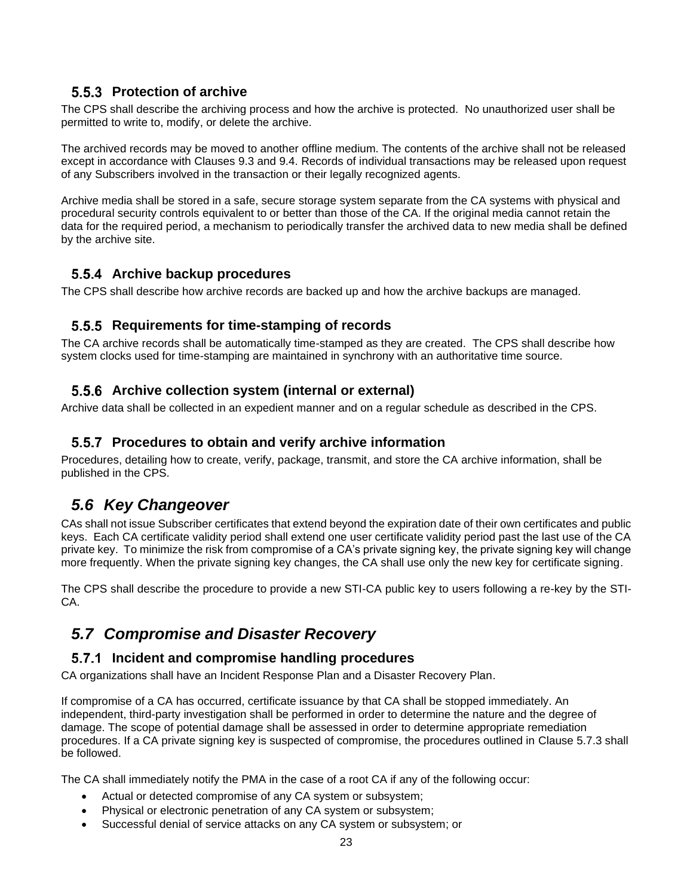### 5.5.3 Protection of archive

The CPS shall describe the archiving process and how the archive is protected. No unauthorized user shall be permitted to write to, modify, or delete the archive.

The archived records may be moved to another offline medium. The contents of the archive shall not be released except in accordance with Clauses 9.3 and 9.4. Records of individual transactions may be released upon request of any Subscribers involved in the transaction or their legally recognized agents.

Archive media shall be stored in a safe, secure storage system separate from the CA systems with physical and procedural security controls equivalent to or better than those of the CA. If the original media cannot retain the data for the required period, a mechanism to periodically transfer the archived data to new media shall be defined by the archive site.

### 5.5.4 Archive backup procedures

The CPS shall describe how archive records are backed up and how the archive backups are managed.

### 5.5.5 Requirements for time-stamping of records

The CA archive records shall be automatically time-stamped as they are created. The CPS shall describe how system clocks used for time-stamping are maintained in synchrony with an authoritative time source.

### 5.5.6 Archive collection system (internal or external)

Archive data shall be collected in an expedient manner and on a regular schedule as described in the CPS.

### 5.5.7 Procedures to obtain and verify archive information

Procedures, detailing how to create, verify, package, transmit, and store the CA archive information, shall be published in the CPS.

## *5.6 Key Changeover*

CAs shall not issue Subscriber certificates that extend beyond the expiration date of their own certificates and public keys. Each CA certificate validity period shall extend one user certificate validity period past the last use of the CA private key. To minimize the risk from compromise of a CA's private signing key, the private signing key will change more frequently. When the private signing key changes, the CA shall use only the new key for certificate signing.

The CPS shall describe the procedure to provide a new STI-CA public key to users following a re-key by the STI-CA.

## *5.7 Compromise and Disaster Recovery*

### 5.7.1 Incident and compromise handling procedures

CA organizations shall have an Incident Response Plan and a Disaster Recovery Plan.

If compromise of a CA has occurred, certificate issuance by that CA shall be stopped immediately. An independent, third-party investigation shall be performed in order to determine the nature and the degree of damage. The scope of potential damage shall be assessed in order to determine appropriate remediation procedures. If a CA private signing key is suspected of compromise, the procedures outlined in Clause 5.7.3 shall be followed.

The CA shall immediately notify the PMA in the case of a root CA if any of the following occur:

- Actual or detected compromise of any CA system or subsystem;
- Physical or electronic penetration of any CA system or subsystem;
- Successful denial of service attacks on any CA system or subsystem; or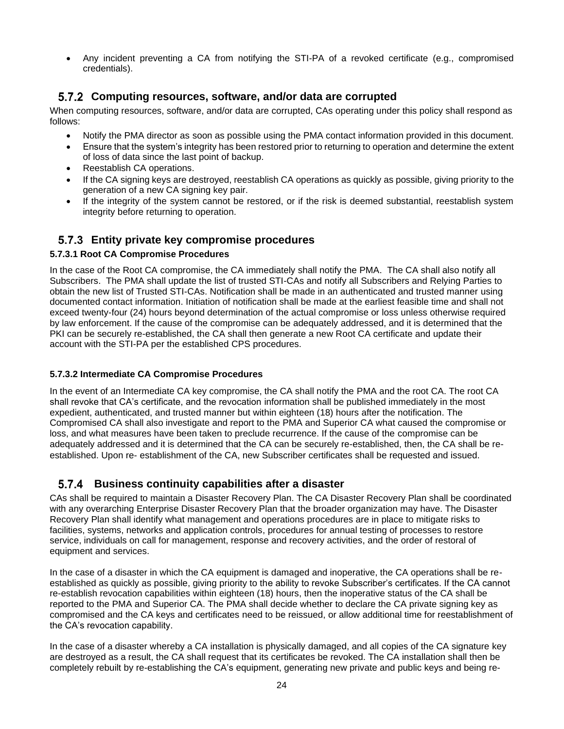- Any incident preventing a CA from notifying the STI-PA of a revoked certificate (e.g., compromised credentials).

### 5.7.2 Computing resources, software, and/or data are corrupted

When computing resources, software, and/or data are corrupted, CAs operating under this policy shall respond as follows:

- Notify the PMA director as soon as possible using the PMA contact information provided in this document.
- Ensure that the system's integrity has been restored prior to returning to operation and determine the extent of loss of data since the last point of backup.
- Reestablish CA operations.
- If the CA signing keys are destroyed, reestablish CA operations as quickly as possible, giving priority to the generation of a new CA signing key pair.
- If the integrity of the system cannot be restored, or if the risk is deemed substantial, reestablish system integrity before returning to operation.

### 5.7.3 Entity private key compromise procedures

**5.7.3.1 Root CA Compromise Procedures**

In the case of the Root CA compromise, the CA immediately shall notify the PMA. The CA shall also notify all Subscribers. The PMA shall update the list of trusted STI-CAs and notify all Subscribers and Relying Parties to obtain the new list of Trusted STI-CAs. Notification shall be made in an authenticated and trusted manner using documented contact information. Initiation of notification shall be made at the earliest feasible time and shall not exceed twenty-four (24) hours beyond determination of the actual compromise or loss unless otherwise required by law enforcement. If the cause of the compromise can be adequately addressed, and it is determined that the PKI can be securely re-established, the CA shall then generate a new Root CA certificate and update their account with the STI-PA per the established CPS procedures.

**5.7.3.2 Intermediate CA Compromise Procedures**

In the event of an Intermediate CA key compromise, the CA shall notify the PMA and the root CA. The root CA shall revoke that CA's certificate, and the revocation information shall be published immediately in the most expedient, authenticated, and trusted manner but within eighteen (18) hours after the notification. The Compromised CA shall also investigate and report to the PMA and Superior CA what caused the compromise or loss, and what measures have been taken to preclude recurrence. If the cause of the compromise can be adequately addressed and it is determined that the CA can be securely re-established, then, the CA shall be re-established. Upon re- establishment of the CA, new Subscriber certificates shall be requested and issued.

### 5.7.4 Business continuity capabilities after a disaster

CAs shall be required to maintain a Disaster Recovery Plan. The CA Disaster Recovery Plan shall be coordinated with any overarching Enterprise Disaster Recovery Plan that the broader organization may have. The Disaster Recovery Plan shall identify what management and operations procedures are in place to mitigate risks to facilities, systems, networks and application controls, procedures for annual testing of processes to restore service, individuals on call for management, response and recovery activities, and the order of restoral of equipment and services.

In the case of a disaster in which the CA equipment is damaged and inoperative, the CA operations shall be re-established as quickly as possible, giving priority to the ability to revoke Subscriber's certificates. If the CA cannot re-establish revocation capabilities within eighteen (18) hours, then the inoperative status of the CA shall be reported to the PMA and Superior CA. The PMA shall decide whether to declare the CA private signing key as compromised and the CA keys and certificates need to be reissued, or allow additional time for reestablishment of the CA's revocation capability.

In the case of a disaster whereby a CA installation is physically damaged, and all copies of the CA signature key are destroyed as a result, the CA shall request that its certificates be revoked. The CA installation shall then be completely rebuilt by re-establishing the CA's equipment, generating new private and public keys and being re-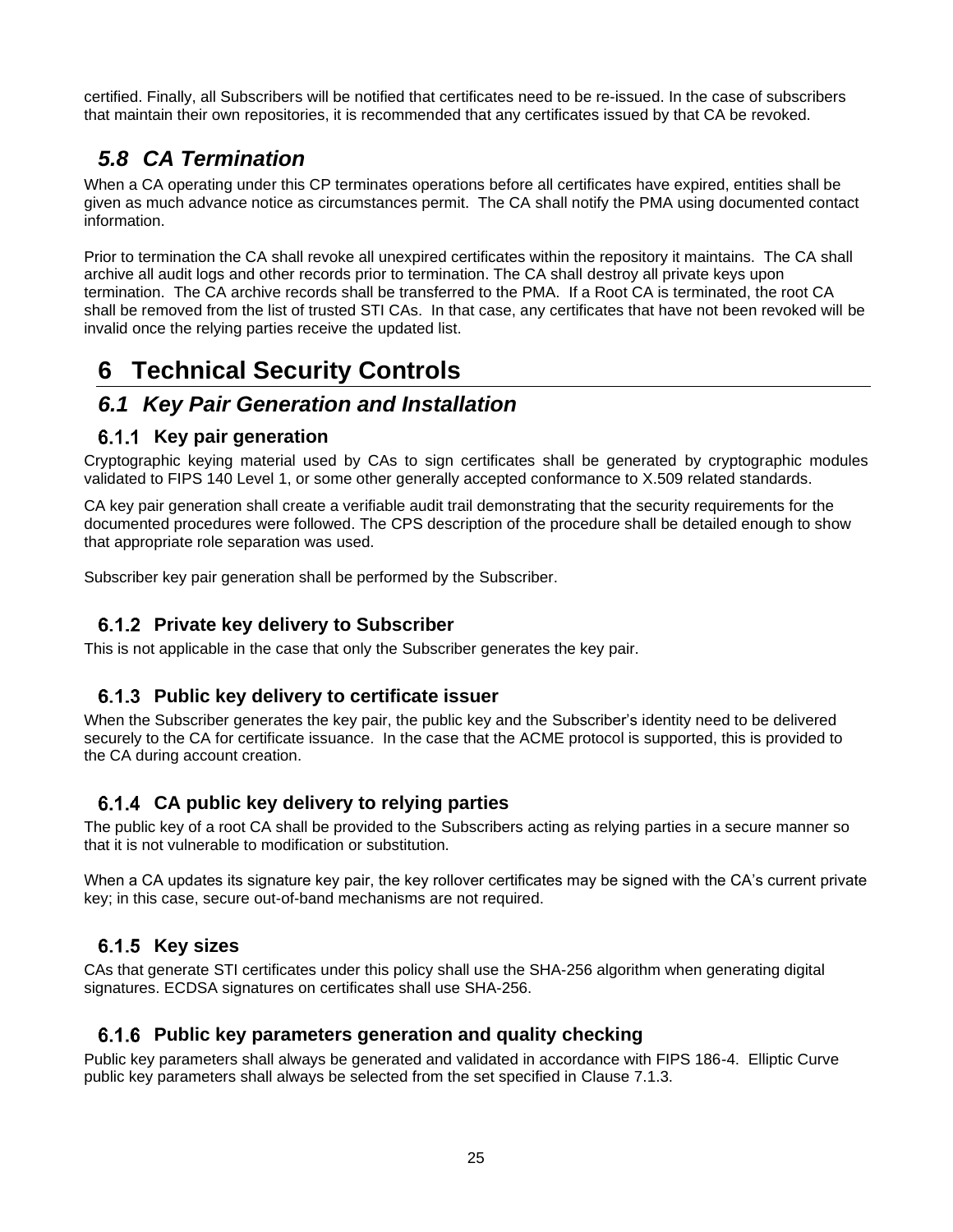certified. Finally, all Subscribers will be notified that certificates need to be re-issued. In the case of subscribers that maintain their own repositories, it is recommended that any certificates issued by that CA be revoked.

## *5.8 CA Termination*

When a CA operating under this CP terminates operations before all certificates have expired, entities shall be given as much advance notice as circumstances permit. The CA shall notify the PMA using documented contact information.

Prior to termination the CA shall revoke all unexpired certificates within the repository it maintains. The CA shall archive all audit logs and other records prior to termination. The CA shall destroy all private keys upon termination. The CA archive records shall be transferred to the PMA. If a Root CA is terminated, the root CA shall be removed from the list of trusted STI CAs. In that case, any certificates that have not been revoked will be invalid once the relying parties receive the updated list.

# 6 Technical Security Controls

## *6.1 Key Pair Generation and Installation*

### 6.1.1 Key pair generation

Cryptographic keying material used by CAs to sign certificates shall be generated by cryptographic modules validated to FIPS 140 Level 1, or some other generally accepted conformance to X.509 related standards.

CA key pair generation shall create a verifiable audit trail demonstrating that the security requirements for the documented procedures were followed. The CPS description of the procedure shall be detailed enough to show that appropriate role separation was used.

Subscriber key pair generation shall be performed by the Subscriber.

### 6.1.2 Private key delivery to Subscriber

This is not applicable in the case that only the Subscriber generates the key pair.

### 6.1.3 Public key delivery to certificate issuer

When the Subscriber generates the key pair, the public key and the Subscriber's identity need to be delivered securely to the CA for certificate issuance. In the case that the ACME protocol is supported, this is provided to the CA during account creation.

### 6.1.4 CA public key delivery to relying parties

The public key of a root CA shall be provided to the Subscribers acting as relying parties in a secure manner so that it is not vulnerable to modification or substitution.

When a CA updates its signature key pair, the key rollover certificates may be signed with the CA's current private key; in this case, secure out-of-band mechanisms are not required.

### 6.1.5 Key sizes

CAs that generate STI certificates under this policy shall use the SHA-256 algorithm when generating digital signatures. ECDSA signatures on certificates shall use SHA-256.

### 6.1.6 Public key parameters generation and quality checking

Public key parameters shall always be generated and validated in accordance with FIPS 186-4. Elliptic Curve public key parameters shall always be selected from the set specified in Clause 7.1.3.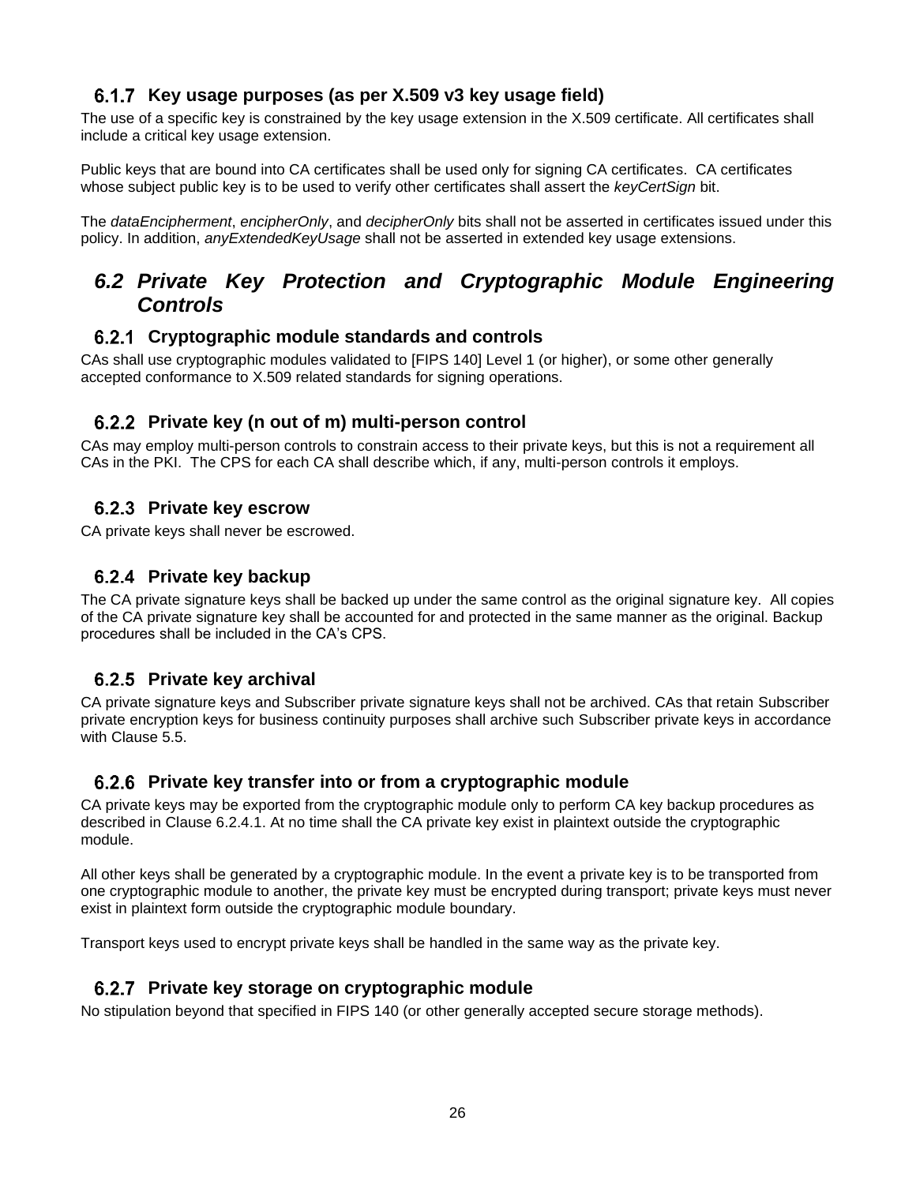### 6.1.7 Key usage purposes (as per X.509 v3 key usage field)

The use of a specific key is constrained by the key usage extension in the X.509 certificate. All certificates shall include a critical key usage extension.

Public keys that are bound into CA certificates shall be used only for signing CA certificates. CA certificates whose subject public key is to be used to verify other certificates shall assert the *keyCertSign* bit.

The *dataEncipherment*, *encipherOnly*, and *decipherOnly* bits shall not be asserted in certificates issued under this policy. In addition, *anyExtendedKeyUsage* shall not be asserted in extended key usage extensions.

## *6.2 Private Key Protection and Cryptographic Module Engineering Controls*

### 6.2.1 Cryptographic module standards and controls

CAs shall use cryptographic modules validated to [FIPS 140] Level 1 (or higher), or some other generally accepted conformance to X.509 related standards for signing operations.

### 6.2.2 Private key (n out of m) multi-person control

CAs may employ multi-person controls to constrain access to their private keys, but this is not a requirement all CAs in the PKI. The CPS for each CA shall describe which, if any, multi-person controls it employs.

### 6.2.3 Private key escrow

CA private keys shall never be escrowed.

### 6.2.4 Private key backup

The CA private signature keys shall be backed up under the same control as the original signature key. All copies of the CA private signature key shall be accounted for and protected in the same manner as the original. Backup procedures shall be included in the CA's CPS.

### 6.2.5 Private key archival

CA private signature keys and Subscriber private signature keys shall not be archived. CAs that retain Subscriber private encryption keys for business continuity purposes shall archive such Subscriber private keys in accordance with Clause 5.5.

### 6.2.6 Private key transfer into or from a cryptographic module

CA private keys may be exported from the cryptographic module only to perform CA key backup procedures as described in Clause 6.2.4.1. At no time shall the CA private key exist in plaintext outside the cryptographic module.

All other keys shall be generated by a cryptographic module. In the event a private key is to be transported from one cryptographic module to another, the private key must be encrypted during transport; private keys must never exist in plaintext form outside the cryptographic module boundary.

Transport keys used to encrypt private keys shall be handled in the same way as the private key.

### 6.2.7 Private key storage on cryptographic module

No stipulation beyond that specified in FIPS 140 (or other generally accepted secure storage methods).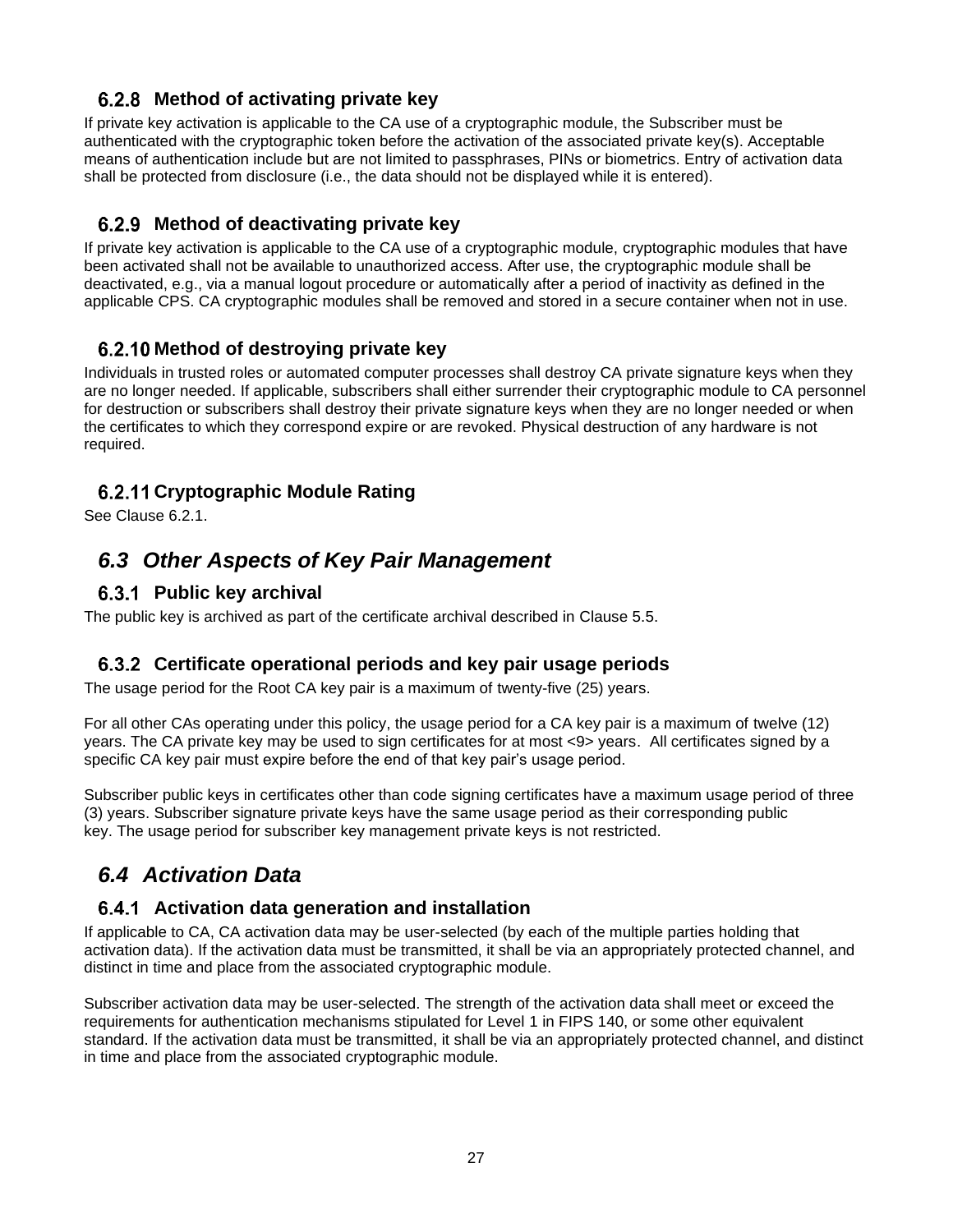### 6.2.8 Method of activating private key

If private key activation is applicable to the CA use of a cryptographic module, the Subscriber must be authenticated with the cryptographic token before the activation of the associated private key(s). Acceptable means of authentication include but are not limited to passphrases, PINs or biometrics. Entry of activation data shall be protected from disclosure (i.e., the data should not be displayed while it is entered).

### 6.2.9 Method of deactivating private key

If private key activation is applicable to the CA use of a cryptographic module, cryptographic modules that have been activated shall not be available to unauthorized access. After use, the cryptographic module shall be deactivated, e.g., via a manual logout procedure or automatically after a period of inactivity as defined in the applicable CPS. CA cryptographic modules shall be removed and stored in a secure container when not in use.

### 6.2.10 Method of destroying private key

Individuals in trusted roles or automated computer processes shall destroy CA private signature keys when they are no longer needed. If applicable, subscribers shall either surrender their cryptographic module to CA personnel for destruction or subscribers shall destroy their private signature keys when they are no longer needed or when the certificates to which they correspond expire or are revoked. Physical destruction of any hardware is not required.

### 6.2.11 Cryptographic Module Rating

See Clause 6.2.1.

## *6.3 Other Aspects of Key Pair Management*

### 6.3.1 Public key archival

The public key is archived as part of the certificate archival described in Clause 5.5.

### 6.3.2 Certificate operational periods and key pair usage periods

The usage period for the Root CA key pair is a maximum of twenty-five (25) years.

For all other CAs operating under this policy, the usage period for a CA key pair is a maximum of twelve (12) years. The CA private key may be used to sign certificates for at most <9> years. All certificates signed by a specific CA key pair must expire before the end of that key pair's usage period.

Subscriber public keys in certificates other than code signing certificates have a maximum usage period of three (3) years. Subscriber signature private keys have the same usage period as their corresponding public key. The usage period for subscriber key management private keys is not restricted.

## *6.4 Activation Data*

### 6.4.1 Activation data generation and installation

If applicable to CA, CA activation data may be user-selected (by each of the multiple parties holding that activation data). If the activation data must be transmitted, it shall be via an appropriately protected channel, and distinct in time and place from the associated cryptographic module.

Subscriber activation data may be user-selected. The strength of the activation data shall meet or exceed the requirements for authentication mechanisms stipulated for Level 1 in FIPS 140, or some other equivalent standard. If the activation data must be transmitted, it shall be via an appropriately protected channel, and distinct in time and place from the associated cryptographic module.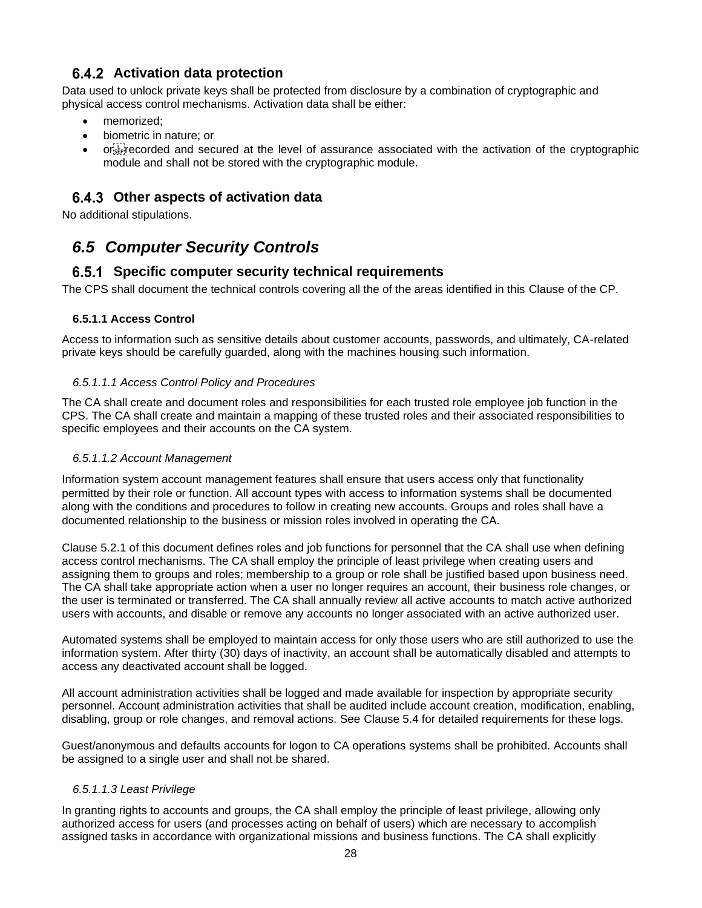### 6.4.2 Activation data protection

Data used to unlock private keys shall be protected from disclosure by a combination of cryptographic and physical access control mechanisms. Activation data shall be either:

- memorized;
- biometric in nature; or
- or recorded and secured at the level of assurance associated with the activation of the cryptographic module and shall not be stored with the cryptographic module.

### 6.4.3 Other aspects of activation data

No additional stipulations.

## *6.5 Computer Security Controls*

### 6.5.1 Specific computer security technical requirements

The CPS shall document the technical controls covering all the of the areas identified in this Clause of the CP.

#### 6.5.1.1 Access Control

Access to information such as sensitive details about customer accounts, passwords, and ultimately, CA-related private keys should be carefully guarded, along with the machines housing such information.

*6.5.1.1.1 Access Control Policy and Procedures*

The CA shall create and document roles and responsibilities for each trusted role employee job function in the CPS. The CA shall create and maintain a mapping of these trusted roles and their associated responsibilities to specific employees and their accounts on the CA system.

*6.5.1.1.2 Account Management*

Information system account management features shall ensure that users access only that functionality permitted by their role or function. All account types with access to information systems shall be documented along with the conditions and procedures to follow in creating new accounts. Groups and roles shall have a documented relationship to the business or mission roles involved in operating the CA.

Clause 5.2.1 of this document defines roles and job functions for personnel that the CA shall use when defining access control mechanisms. The CA shall employ the principle of least privilege when creating users and assigning them to groups and roles; membership to a group or role shall be justified based upon business need. The CA shall take appropriate action when a user no longer requires an account, their business role changes, or the user is terminated or transferred. The CA shall annually review all active accounts to match active authorized users with accounts, and disable or remove any accounts no longer associated with an active authorized user.

Automated systems shall be employed to maintain access for only those users who are still authorized to use the information system. After thirty (30) days of inactivity, an account shall be automatically disabled and attempts to access any deactivated account shall be logged.

All account administration activities shall be logged and made available for inspection by appropriate security personnel. Account administration activities that shall be audited include account creation, modification, enabling, disabling, group or role changes, and removal actions. See Clause 5.4 for detailed requirements for these logs.

Guest/anonymous and defaults accounts for logon to CA operations systems shall be prohibited. Accounts shall be assigned to a single user and shall not be shared.

*6.5.1.1.3 Least Privilege*

In granting rights to accounts and groups, the CA shall employ the principle of least privilege, allowing only authorized access for users (and processes acting on behalf of users) which are necessary to accomplish assigned tasks in accordance with organizational missions and business functions. The CA shall explicitly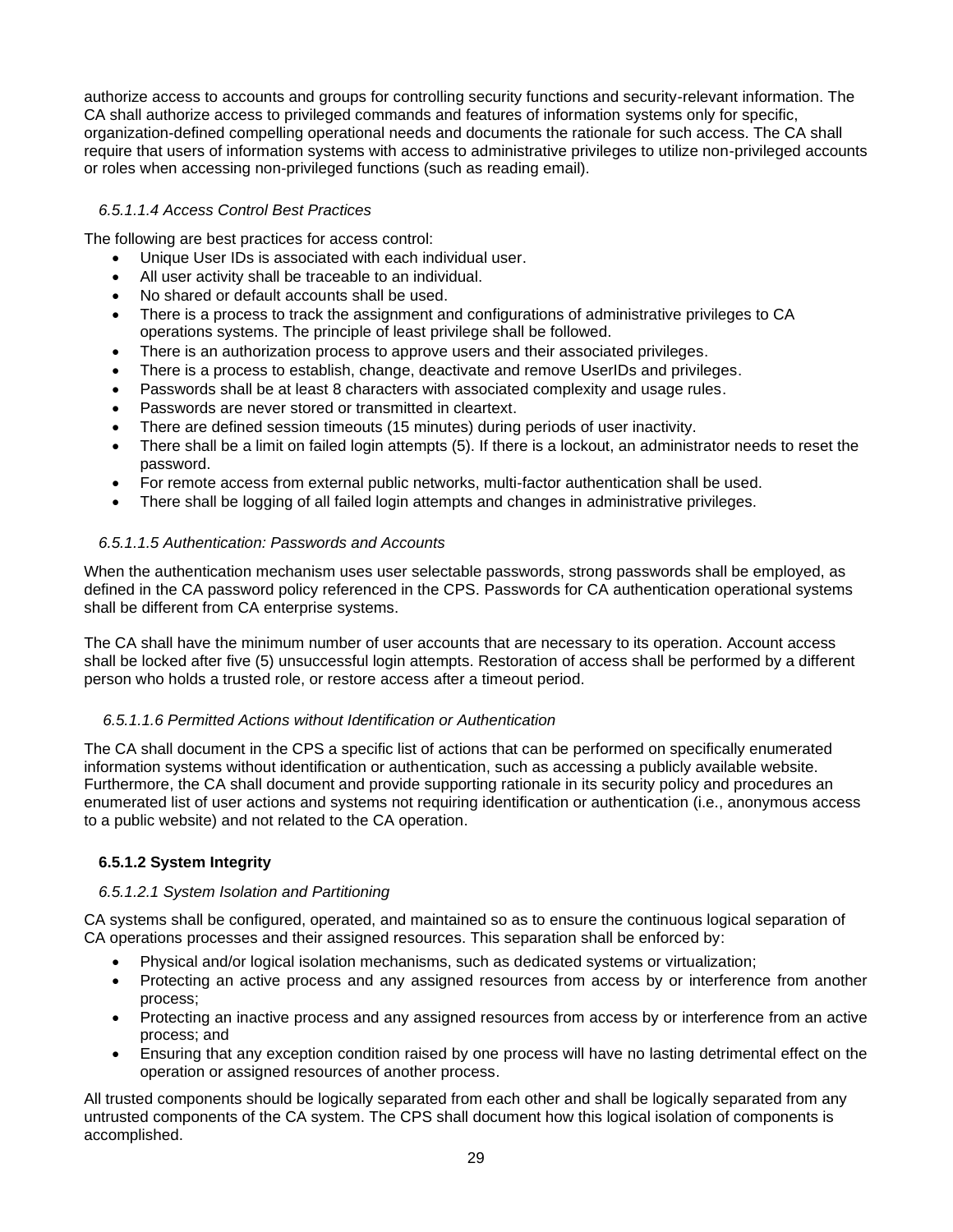authorize access to accounts and groups for controlling security functions and security-relevant information. The CA shall authorize access to privileged commands and features of information systems only for specific, organization-defined compelling operational needs and documents the rationale for such access. The CA shall require that users of information systems with access to administrative privileges to utilize non-privileged accounts or roles when accessing non-privileged functions (such as reading email).

##### *6.5.1.1.4 Access Control Best Practices*

The following are best practices for access control:

- Unique User IDs is associated with each individual user.
- All user activity shall be traceable to an individual.
- No shared or default accounts shall be used.
- There is a process to track the assignment and configurations of administrative privileges to CA operations systems. The principle of least privilege shall be followed.
- There is an authorization process to approve users and their associated privileges.
- There is a process to establish, change, deactivate and remove UserIDs and privileges.
- Passwords shall be at least 8 characters with associated complexity and usage rules.
- Passwords are never stored or transmitted in cleartext.
- There are defined session timeouts (15 minutes) during periods of user inactivity.
- There shall be a limit on failed login attempts (5). If there is a lockout, an administrator needs to reset the password.
- For remote access from external public networks, multi-factor authentication shall be used.
- There shall be logging of all failed login attempts and changes in administrative privileges.

##### *6.5.1.1.5 Authentication: Passwords and Accounts*

When the authentication mechanism uses user selectable passwords, strong passwords shall be employed, as defined in the CA password policy referenced in the CPS. Passwords for CA authentication operational systems shall be different from CA enterprise systems.

The CA shall have the minimum number of user accounts that are necessary to its operation. Account access shall be locked after five (5) unsuccessful login attempts. Restoration of access shall be performed by a different person who holds a trusted role, or restore access after a timeout period.

##### *6.5.1.1.6 Permitted Actions without Identification or Authentication*

The CA shall document in the CPS a specific list of actions that can be performed on specifically enumerated information systems without identification or authentication, such as accessing a publicly available website. Furthermore, the CA shall document and provide supporting rationale in its security policy and procedures an enumerated list of user actions and systems not requiring identification or authentication (i.e., anonymous access to a public website) and not related to the CA operation.

#### **6.5.1.2 System Integrity**

##### *6.5.1.2.1 System Isolation and Partitioning*

CA systems shall be configured, operated, and maintained so as to ensure the continuous logical separation of CA operations processes and their assigned resources. This separation shall be enforced by:

- Physical and/or logical isolation mechanisms, such as dedicated systems or virtualization;
- Protecting an active process and any assigned resources from access by or interference from another process;
- Protecting an inactive process and any assigned resources from access by or interference from an active process; and
- Ensuring that any exception condition raised by one process will have no lasting detrimental effect on the operation or assigned resources of another process.

All trusted components should be logically separated from each other and shall be logically separated from any untrusted components of the CA system. The CPS shall document how this logical isolation of components is accomplished.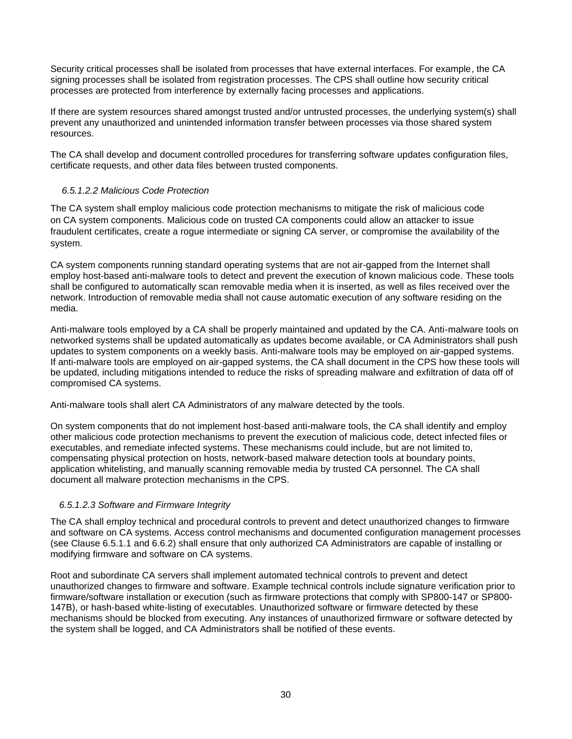Security critical processes shall be isolated from processes that have external interfaces. For example, the CA signing processes shall be isolated from registration processes. The CPS shall outline how security critical processes are protected from interference by externally facing processes and applications.

If there are system resources shared amongst trusted and/or untrusted processes, the underlying system(s) shall prevent any unauthorized and unintended information transfer between processes via those shared system resources.

The CA shall develop and document controlled procedures for transferring software updates configuration files, certificate requests, and other data files between trusted components.

#### *6.5.1.2.2 Malicious Code Protection*

The CA system shall employ malicious code protection mechanisms to mitigate the risk of malicious code on CA system components. Malicious code on trusted CA components could allow an attacker to issue fraudulent certificates, create a rogue intermediate or signing CA server, or compromise the availability of the system.

CA system components running standard operating systems that are not air-gapped from the Internet shall employ host-based anti-malware tools to detect and prevent the execution of known malicious code. These tools shall be configured to automatically scan removable media when it is inserted, as well as files received over the network. Introduction of removable media shall not cause automatic execution of any software residing on the media.

Anti-malware tools employed by a CA shall be properly maintained and updated by the CA. Anti-malware tools on networked systems shall be updated automatically as updates become available, or CA Administrators shall push updates to system components on a weekly basis. Anti-malware tools may be employed on air-gapped systems. If anti-malware tools are employed on air-gapped systems, the CA shall document in the CPS how these tools will be updated, including mitigations intended to reduce the risks of spreading malware and exfiltration of data off of compromised CA systems.

Anti-malware tools shall alert CA Administrators of any malware detected by the tools.

On system components that do not implement host-based anti-malware tools, the CA shall identify and employ other malicious code protection mechanisms to prevent the execution of malicious code, detect infected files or executables, and remediate infected systems. These mechanisms could include, but are not limited to, compensating physical protection on hosts, network-based malware detection tools at boundary points, application whitelisting, and manually scanning removable media by trusted CA personnel. The CA shall document all malware protection mechanisms in the CPS.

#### *6.5.1.2.3 Software and Firmware Integrity*

The CA shall employ technical and procedural controls to prevent and detect unauthorized changes to firmware and software on CA systems. Access control mechanisms and documented configuration management processes (see Clause 6.5.1.1 and 6.6.2) shall ensure that only authorized CA Administrators are capable of installing or modifying firmware and software on CA systems.

Root and subordinate CA servers shall implement automated technical controls to prevent and detect unauthorized changes to firmware and software. Example technical controls include signature verification prior to firmware/software installation or execution (such as firmware protections that comply with SP800-147 or SP800-147B), or hash-based white-listing of executables. Unauthorized software or firmware detected by these mechanisms should be blocked from executing. Any instances of unauthorized firmware or software detected by the system shall be logged, and CA Administrators shall be notified of these events.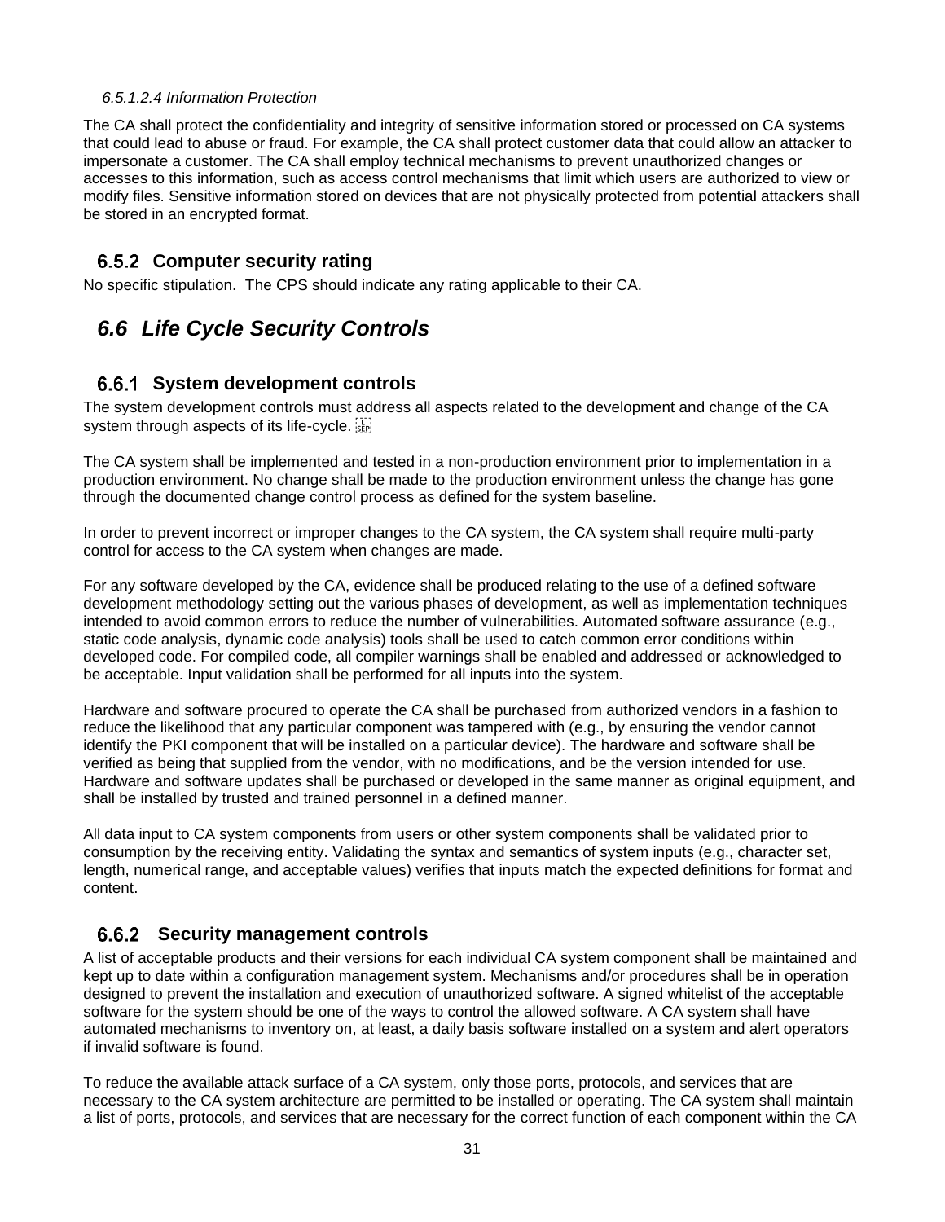#### 6.5.1.2.4 Information Protection

The CA shall protect the confidentiality and integrity of sensitive information stored or processed on CA systems that could lead to abuse or fraud. For example, the CA shall protect customer data that could allow an attacker to impersonate a customer. The CA shall employ technical mechanisms to prevent unauthorized changes or accesses to this information, such as access control mechanisms that limit which users are authorized to view or modify files. Sensitive information stored on devices that are not physically protected from potential attackers shall be stored in an encrypted format.

### 6.5.2 Computer security rating

No specific stipulation. The CPS should indicate any rating applicable to their CA.

## 6.6 Life Cycle Security Controls

### 6.6.1 System development controls

The system development controls must address all aspects related to the development and change of the CA system through aspects of its life-cycle.

The CA system shall be implemented and tested in a non-production environment prior to implementation in a production environment. No change shall be made to the production environment unless the change has gone through the documented change control process as defined for the system baseline.

In order to prevent incorrect or improper changes to the CA system, the CA system shall require multi-party control for access to the CA system when changes are made.

For any software developed by the CA, evidence shall be produced relating to the use of a defined software development methodology setting out the various phases of development, as well as implementation techniques intended to avoid common errors to reduce the number of vulnerabilities. Automated software assurance (e.g., static code analysis, dynamic code analysis) tools shall be used to catch common error conditions within developed code. For compiled code, all compiler warnings shall be enabled and addressed or acknowledged to be acceptable. Input validation shall be performed for all inputs into the system.

Hardware and software procured to operate the CA shall be purchased from authorized vendors in a fashion to reduce the likelihood that any particular component was tampered with (e.g., by ensuring the vendor cannot identify the PKI component that will be installed on a particular device). The hardware and software shall be verified as being that supplied from the vendor, with no modifications, and be the version intended for use. Hardware and software updates shall be purchased or developed in the same manner as original equipment, and shall be installed by trusted and trained personnel in a defined manner.

All data input to CA system components from users or other system components shall be validated prior to consumption by the receiving entity. Validating the syntax and semantics of system inputs (e.g., character set, length, numerical range, and acceptable values) verifies that inputs match the expected definitions for format and content.

### 6.6.2 Security management controls

A list of acceptable products and their versions for each individual CA system component shall be maintained and kept up to date within a configuration management system. Mechanisms and/or procedures shall be in operation designed to prevent the installation and execution of unauthorized software. A signed whitelist of the acceptable software for the system should be one of the ways to control the allowed software. A CA system shall have automated mechanisms to inventory on, at least, a daily basis software installed on a system and alert operators if invalid software is found.

To reduce the available attack surface of a CA system, only those ports, protocols, and services that are necessary to the CA system architecture are permitted to be installed or operating. The CA system shall maintain a list of ports, protocols, and services that are necessary for the correct function of each component within the CA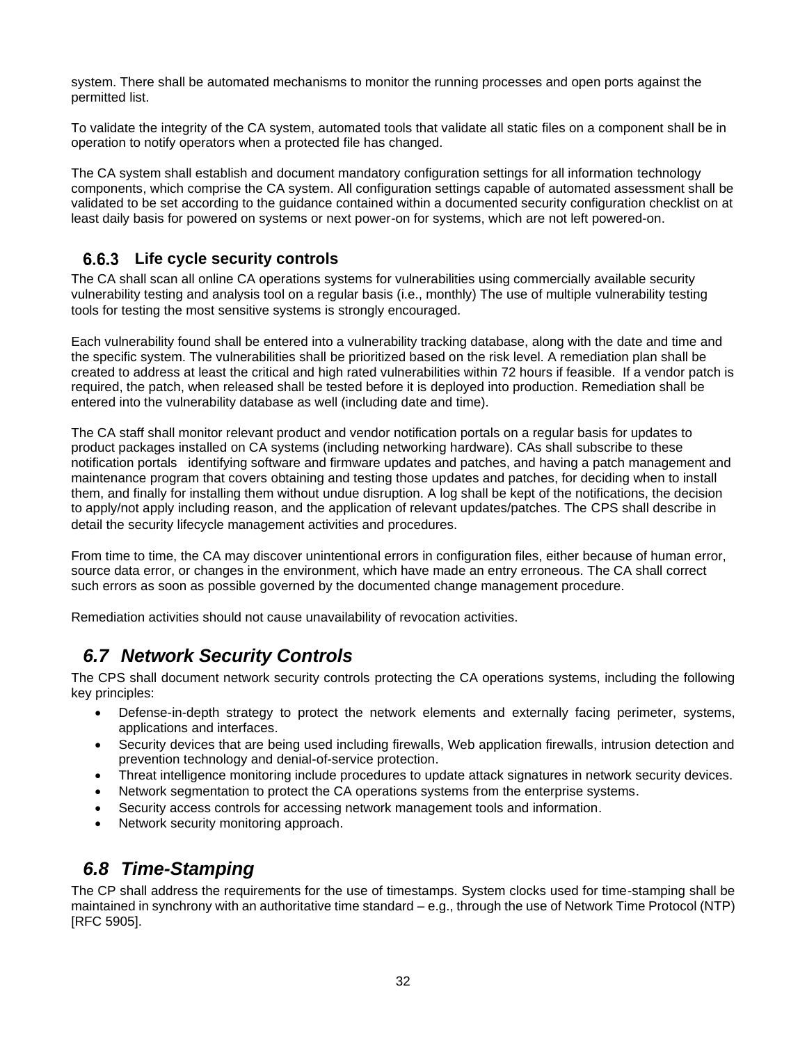system. There shall be automated mechanisms to monitor the running processes and open ports against the permitted list.

To validate the integrity of the CA system, automated tools that validate all static files on a component shall be in operation to notify operators when a protected file has changed.

The CA system shall establish and document mandatory configuration settings for all information technology components, which comprise the CA system. All configuration settings capable of automated assessment shall be validated to be set according to the guidance contained within a documented security configuration checklist on at least daily basis for powered on systems or next power-on for systems, which are not left powered-on.

### 6.6.3 Life cycle security controls

The CA shall scan all online CA operations systems for vulnerabilities using commercially available security vulnerability testing and analysis tool on a regular basis (i.e., monthly) The use of multiple vulnerability testing tools for testing the most sensitive systems is strongly encouraged.

Each vulnerability found shall be entered into a vulnerability tracking database, along with the date and time and the specific system. The vulnerabilities shall be prioritized based on the risk level. A remediation plan shall be created to address at least the critical and high rated vulnerabilities within 72 hours if feasible. If a vendor patch is required, the patch, when released shall be tested before it is deployed into production. Remediation shall be entered into the vulnerability database as well (including date and time).

The CA staff shall monitor relevant product and vendor notification portals on a regular basis for updates to product packages installed on CA systems (including networking hardware). CAs shall subscribe to these notification portals identifying software and firmware updates and patches, and having a patch management and maintenance program that covers obtaining and testing those updates and patches, for deciding when to install them, and finally for installing them without undue disruption. A log shall be kept of the notifications, the decision to apply/not apply including reason, and the application of relevant updates/patches. The CPS shall describe in detail the security lifecycle management activities and procedures.

From time to time, the CA may discover unintentional errors in configuration files, either because of human error, source data error, or changes in the environment, which have made an entry erroneous. The CA shall correct such errors as soon as possible governed by the documented change management procedure.

Remediation activities should not cause unavailability of revocation activities.

## *6.7 Network Security Controls*

The CPS shall document network security controls protecting the CA operations systems, including the following key principles:

- Defense-in-depth strategy to protect the network elements and externally facing perimeter, systems, applications and interfaces.
- Security devices that are being used including firewalls, Web application firewalls, intrusion detection and prevention technology and denial-of-service protection.
- Threat intelligence monitoring include procedures to update attack signatures in network security devices.
- Network segmentation to protect the CA operations systems from the enterprise systems.
- Security access controls for accessing network management tools and information.
- Network security monitoring approach.

## *6.8 Time-Stamping*

The CP shall address the requirements for the use of timestamps. System clocks used for time-stamping shall be maintained in synchrony with an authoritative time standard – e.g., through the use of Network Time Protocol (NTP) [RFC 5905].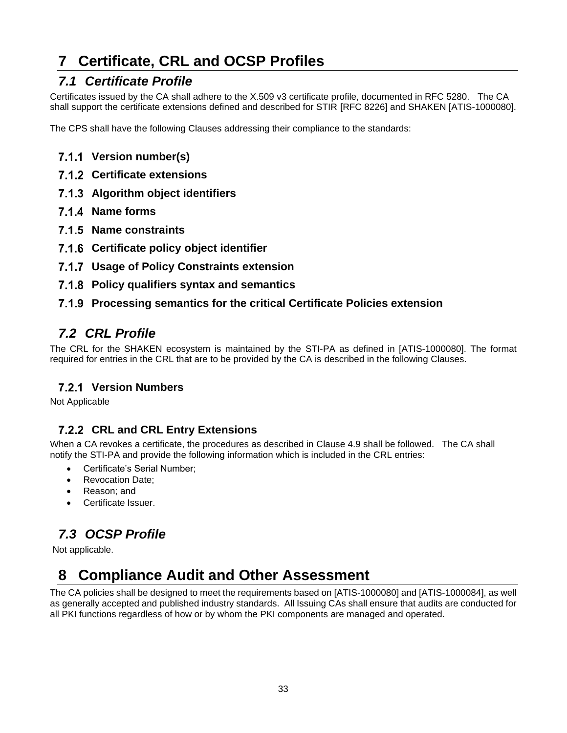# 7 Certificate, CRL and OCSP Profiles

## 7.1 Certificate Profile

Certificates issued by the CA shall adhere to the X.509 v3 certificate profile, documented in RFC 5280. The CA shall support the certificate extensions defined and described for STIR [RFC 8226] and SHAKEN [ATIS-1000080].

The CPS shall have the following Clauses addressing their compliance to the standards:

### 7.1.1 Version number(s)

### 7.1.2 Certificate extensions

### 7.1.3 Algorithm object identifiers

### 7.1.4 Name forms

### 7.1.5 Name constraints

### 7.1.6 Certificate policy object identifier

### 7.1.7 Usage of Policy Constraints extension

### 7.1.8 Policy qualifiers syntax and semantics

### 7.1.9 Processing semantics for the critical Certificate Policies extension

## 7.2 CRL Profile

The CRL for the SHAKEN ecosystem is maintained by the STI-PA as defined in [ATIS-1000080]. The format required for entries in the CRL that are to be provided by the CA is described in the following Clauses.

### 7.2.1 Version Numbers

Not Applicable

### 7.2.2 CRL and CRL Entry Extensions

When a CA revokes a certificate, the procedures as described in Clause 4.9 shall be followed. The CA shall notify the STI-PA and provide the following information which is included in the CRL entries:

- Certificate's Serial Number;
- Revocation Date;
- Reason; and
- Certificate Issuer.

## 7.3 OCSP Profile

Not applicable.

# 8 Compliance Audit and Other Assessment

The CA policies shall be designed to meet the requirements based on [ATIS-1000080] and [ATIS-1000084], as well as generally accepted and published industry standards. All Issuing CAs shall ensure that audits are conducted for all PKI functions regardless of how or by whom the PKI components are managed and operated.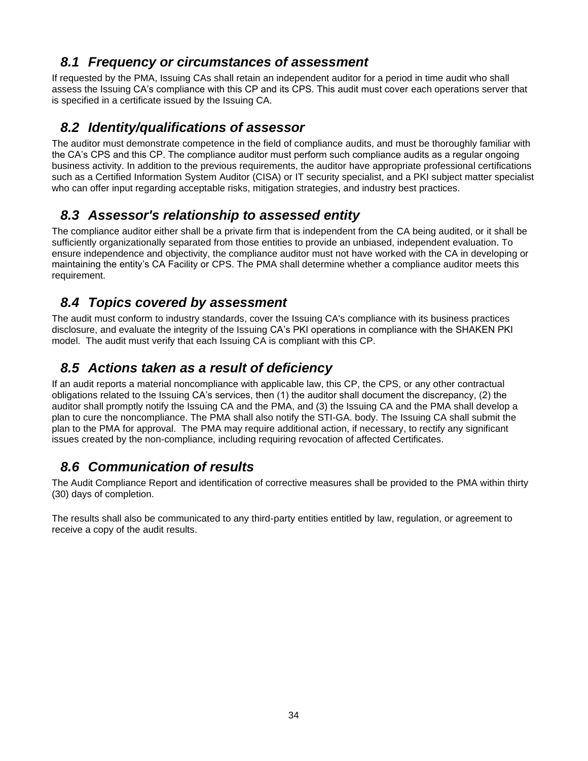## *8.1 Frequency or circumstances of assessment*

If requested by the PMA, Issuing CAs shall retain an independent auditor for a period in time audit who shall assess the Issuing CA's compliance with this CP and its CPS. This audit must cover each operations server that is specified in a certificate issued by the Issuing CA.

## *8.2 Identity/qualifications of assessor*

The auditor must demonstrate competence in the field of compliance audits, and must be thoroughly familiar with the CA's CPS and this CP. The compliance auditor must perform such compliance audits as a regular ongoing business activity. In addition to the previous requirements, the auditor have appropriate professional certifications such as a Certified Information System Auditor (CISA) or IT security specialist, and a PKI subject matter specialist who can offer input regarding acceptable risks, mitigation strategies, and industry best practices.

## *8.3 Assessor's relationship to assessed entity*

The compliance auditor either shall be a private firm that is independent from the CA being audited, or it shall be sufficiently organizationally separated from those entities to provide an unbiased, independent evaluation. To ensure independence and objectivity, the compliance auditor must not have worked with the CA in developing or maintaining the entity's CA Facility or CPS. The PMA shall determine whether a compliance auditor meets this requirement.

## *8.4 Topics covered by assessment*

The audit must conform to industry standards, cover the Issuing CA's compliance with its business practices disclosure, and evaluate the integrity of the Issuing CA's PKI operations in compliance with the SHAKEN PKI model. The audit must verify that each Issuing CA is compliant with this CP.

## *8.5 Actions taken as a result of deficiency*

If an audit reports a material noncompliance with applicable law, this CP, the CPS, or any other contractual obligations related to the Issuing CA's services, then (1) the auditor shall document the discrepancy, (2) the auditor shall promptly notify the Issuing CA and the PMA, and (3) the Issuing CA and the PMA shall develop a plan to cure the noncompliance. The PMA shall also notify the STI-GA. body. The Issuing CA shall submit the plan to the PMA for approval. The PMA may require additional action, if necessary, to rectify any significant issues created by the non-compliance, including requiring revocation of affected Certificates.

## *8.6 Communication of results*

The Audit Compliance Report and identification of corrective measures shall be provided to the PMA within thirty (30) days of completion.

The results shall also be communicated to any third-party entities entitled by law, regulation, or agreement to receive a copy of the audit results.